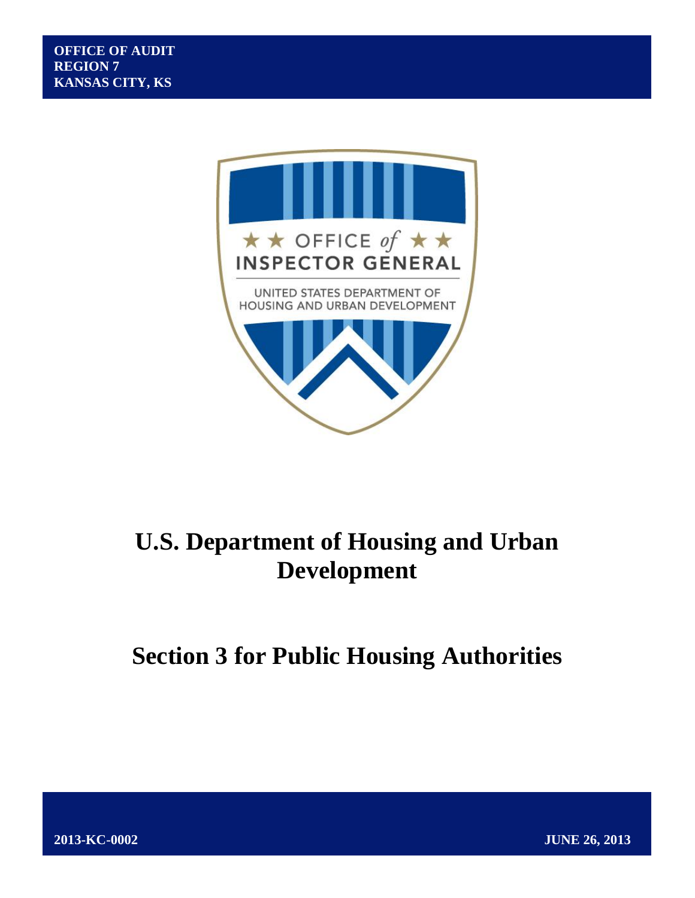**OFFICE OF AUDIT**
**REGION 7**
**KANSAS CITY, KS**

★★ OFFICE *of* ★★
INSPECTOR GENERAL

UNITED STATES DEPARTMENT OF HOUSING AND URBAN DEVELOPMENT

# U.S. Department of Housing and Urban Development

# Section 3 for Public Housing Authorities

**2013-KC-0002** **JUNE 26, 2013**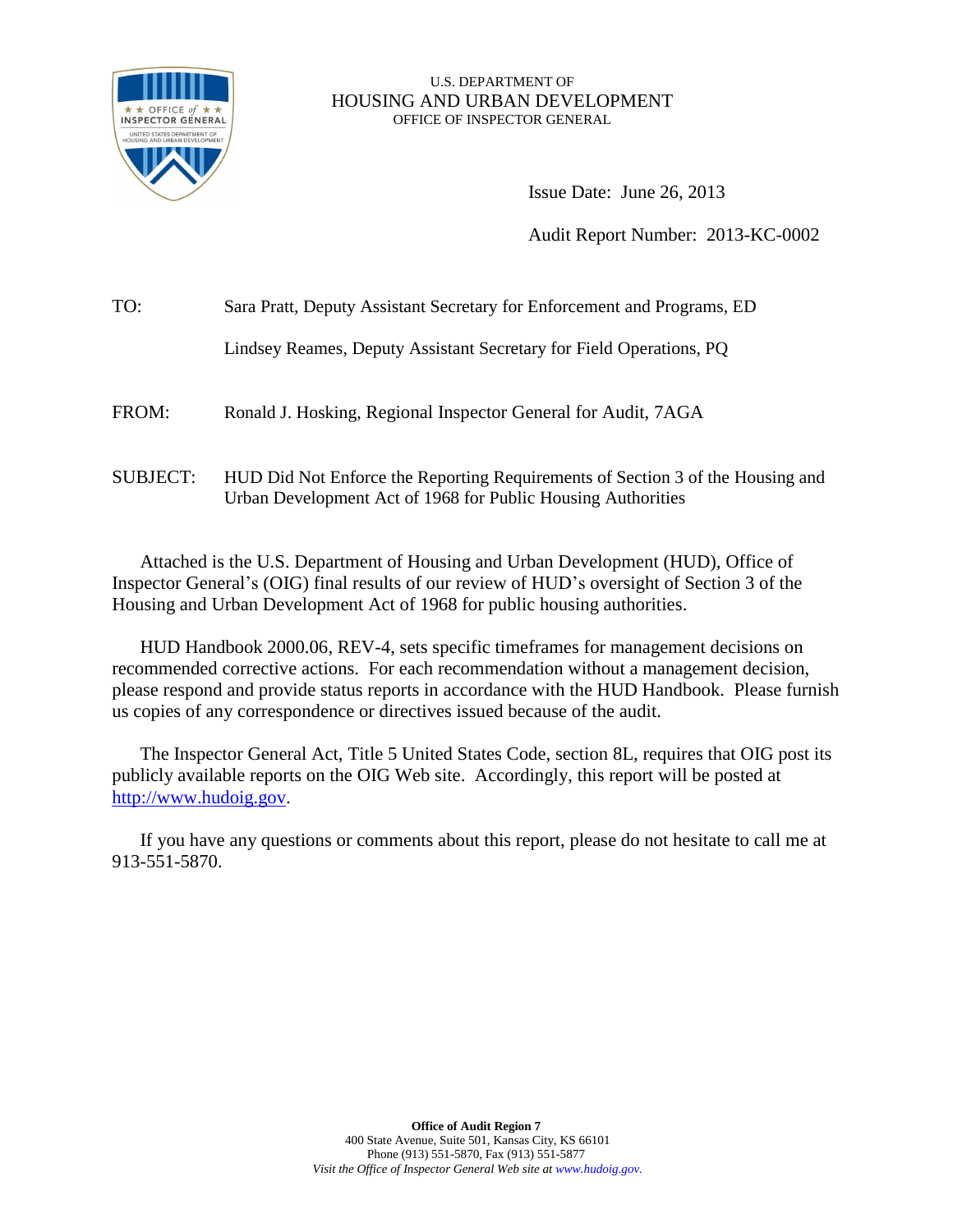U.S. DEPARTMENT OF
HOUSING AND URBAN DEVELOPMENT
OFFICE OF INSPECTOR GENERAL

Issue Date: June 26, 2013

Audit Report Number: 2013-KC-0002

TO: Sara Pratt, Deputy Assistant Secretary for Enforcement and Programs, ED

Lindsey Reames, Deputy Assistant Secretary for Field Operations, PQ

FROM: Ronald J. Hosking, Regional Inspector General for Audit, 7AGA

SUBJECT: HUD Did Not Enforce the Reporting Requirements of Section 3 of the Housing and Urban Development Act of 1968 for Public Housing Authorities

Attached is the U.S. Department of Housing and Urban Development (HUD), Office of Inspector General's (OIG) final results of our review of HUD's oversight of Section 3 of the Housing and Urban Development Act of 1968 for public housing authorities.

HUD Handbook 2000.06, REV-4, sets specific timeframes for management decisions on recommended corrective actions. For each recommendation without a management decision, please respond and provide status reports in accordance with the HUD Handbook. Please furnish us copies of any correspondence or directives issued because of the audit.

The Inspector General Act, Title 5 United States Code, section 8L, requires that OIG post its publicly available reports on the OIG Web site. Accordingly, this report will be posted at http://www.hudoig.gov.

If you have any questions or comments about this report, please do not hesitate to call me at 913-551-5870.

**Office of Audit Region 7**
400 State Avenue, Suite 501, Kansas City, KS 66101
Phone (913) 551-5870, Fax (913) 551-5877
*Visit the Office of Inspector General Web site at www.hudoig.gov.*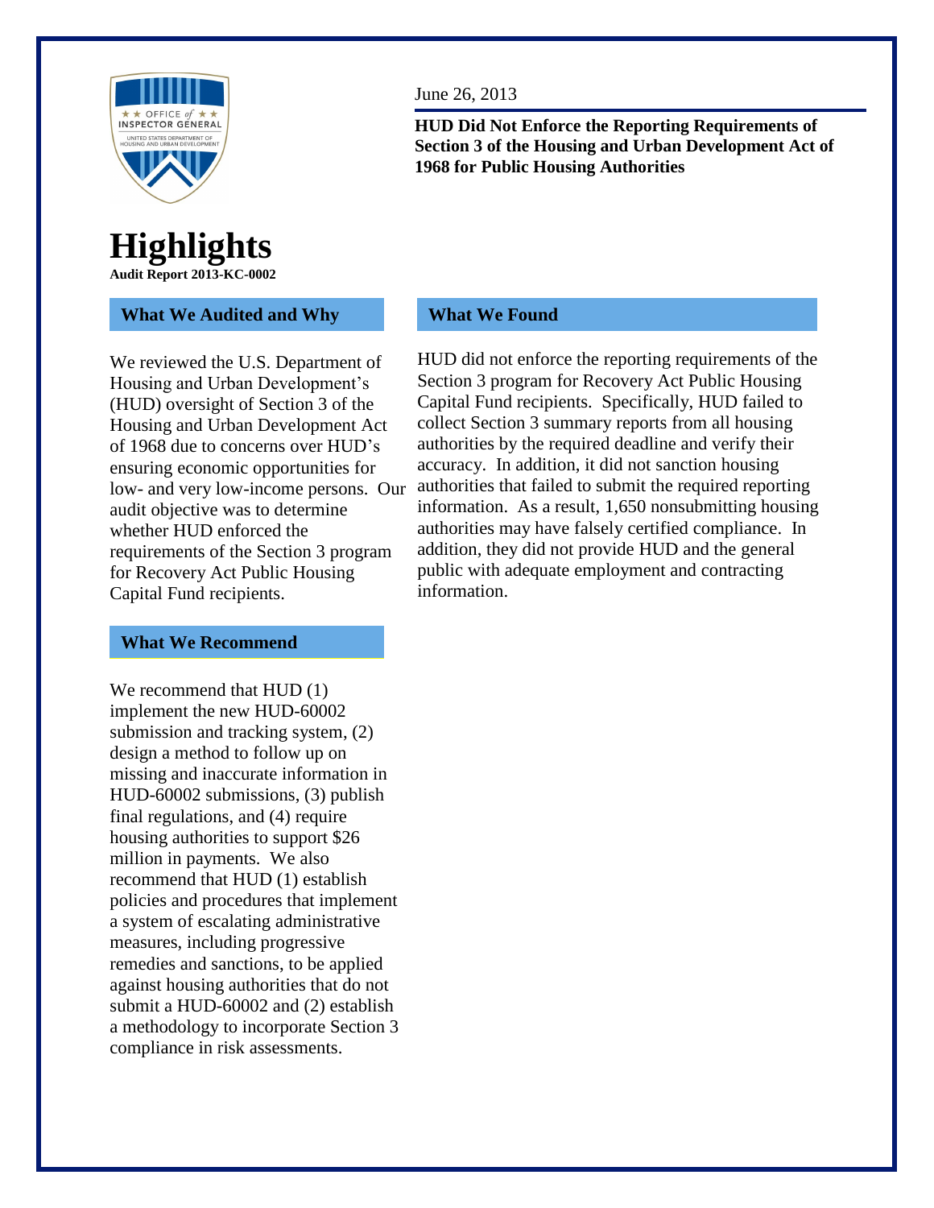June 26, 2013

**HUD Did Not Enforce the Reporting Requirements of Section 3 of the Housing and Urban Development Act of 1968 for Public Housing Authorities**

# Highlights

**Audit Report 2013-KC-0002**

## What We Audited and Why

We reviewed the U.S. Department of Housing and Urban Development's (HUD) oversight of Section 3 of the Housing and Urban Development Act of 1968 due to concerns over HUD's ensuring economic opportunities for low- and very low-income persons. Our audit objective was to determine whether HUD enforced the requirements of the Section 3 program for Recovery Act Public Housing Capital Fund recipients.

## What We Recommend

We recommend that HUD (1) implement the new HUD-60002 submission and tracking system, (2) design a method to follow up on missing and inaccurate information in HUD-60002 submissions, (3) publish final regulations, and (4) require housing authorities to support $26 million in payments. We also recommend that HUD (1) establish policies and procedures that implement a system of escalating administrative measures, including progressive remedies and sanctions, to be applied against housing authorities that do not submit a HUD-60002 and (2) establish a methodology to incorporate Section 3 compliance in risk assessments.

## What We Found

HUD did not enforce the reporting requirements of the Section 3 program for Recovery Act Public Housing Capital Fund recipients. Specifically, HUD failed to collect Section 3 summary reports from all housing authorities by the required deadline and verify their accuracy. In addition, it did not sanction housing authorities that failed to submit the required reporting information. As a result, 1,650 nonsubmitting housing authorities may have falsely certified compliance. In addition, they did not provide HUD and the general public with adequate employment and contracting information.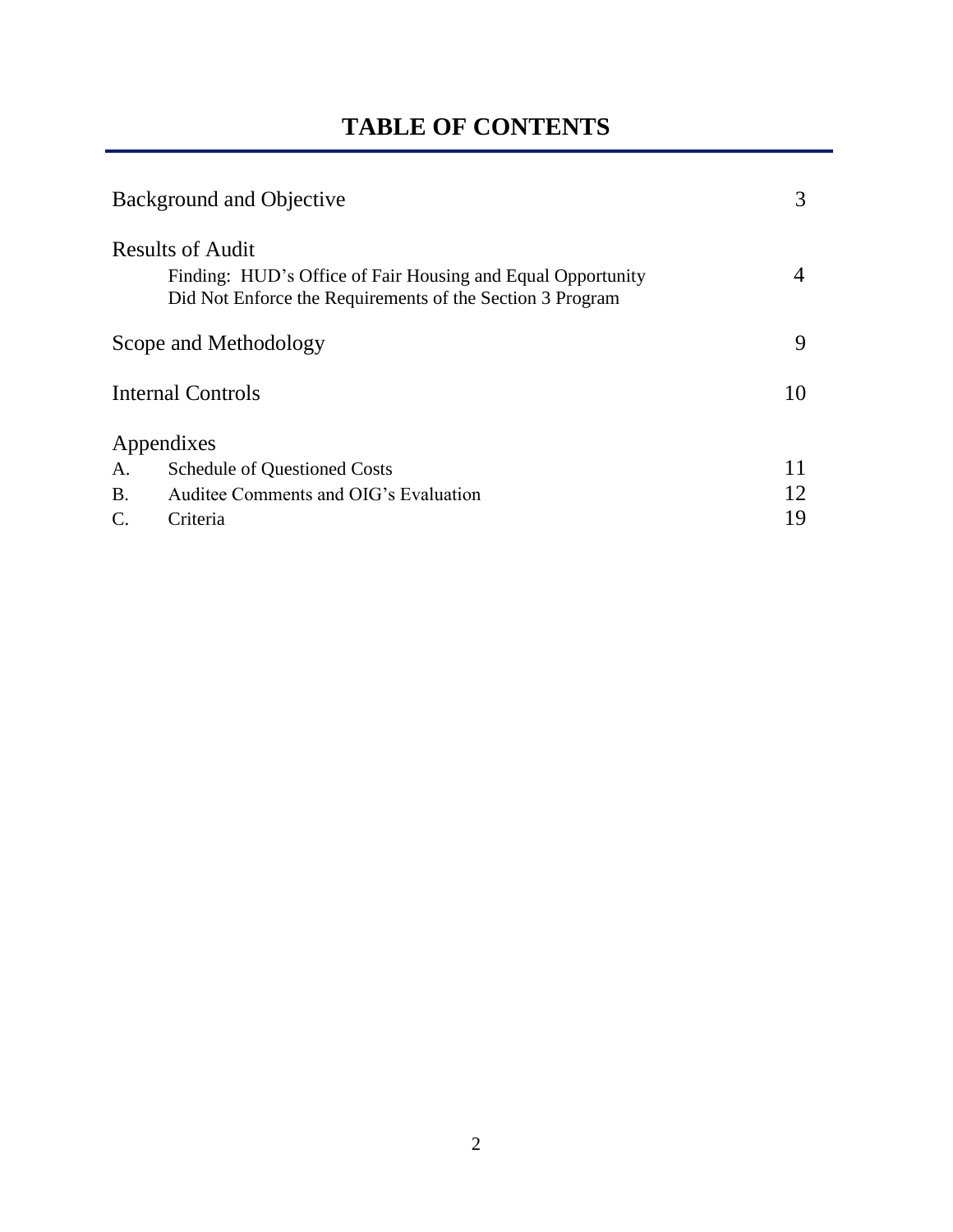# TABLE OF CONTENTS

| | |
|---|---|
| Background and Objective | 3 |
| Results of Audit | |
| Finding: HUD's Office of Fair Housing and Equal Opportunity Did Not Enforce the Requirements of the Section 3 Program | 4 |
| Scope and Methodology | 9 |
| Internal Controls | 10 |
| Appendixes | |
| A. Schedule of Questioned Costs | 11 |
| B. Auditee Comments and OIG's Evaluation | 12 |
| C. Criteria | 19 |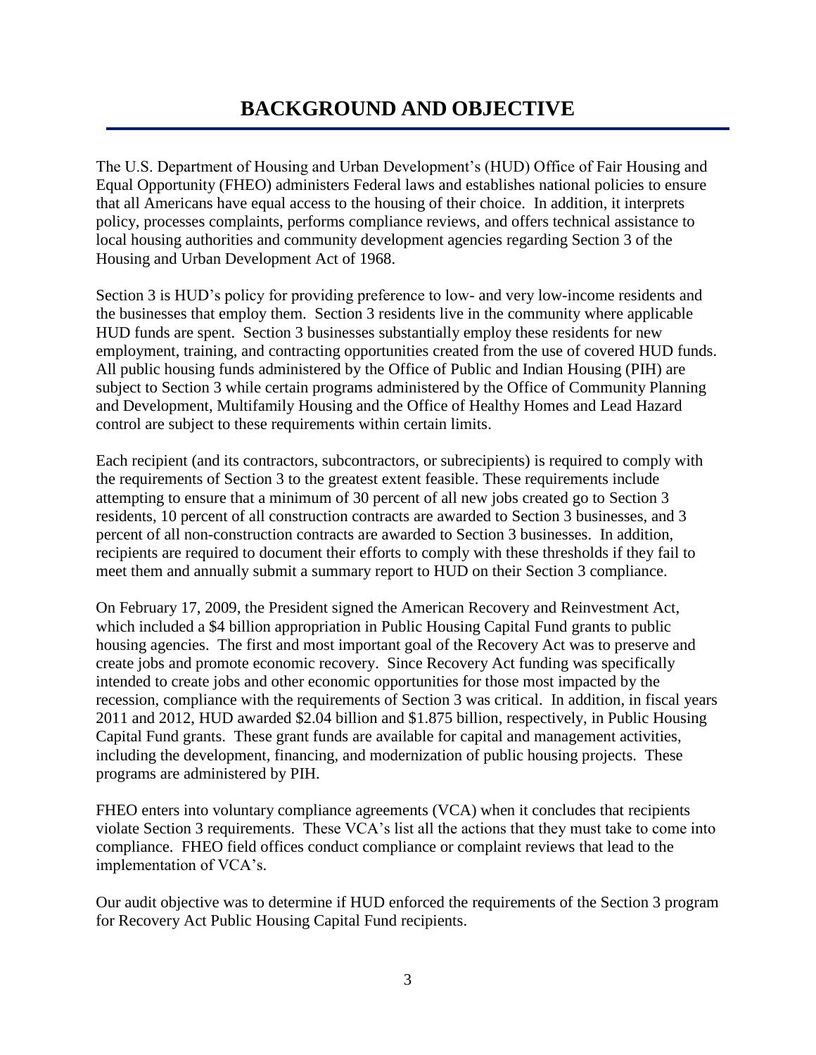# BACKGROUND AND OBJECTIVE

The U.S. Department of Housing and Urban Development's (HUD) Office of Fair Housing and Equal Opportunity (FHEO) administers Federal laws and establishes national policies to ensure that all Americans have equal access to the housing of their choice. In addition, it interprets policy, processes complaints, performs compliance reviews, and offers technical assistance to local housing authorities and community development agencies regarding Section 3 of the Housing and Urban Development Act of 1968.

Section 3 is HUD's policy for providing preference to low- and very low-income residents and the businesses that employ them. Section 3 residents live in the community where applicable HUD funds are spent. Section 3 businesses substantially employ these residents for new employment, training, and contracting opportunities created from the use of covered HUD funds. All public housing funds administered by the Office of Public and Indian Housing (PIH) are subject to Section 3 while certain programs administered by the Office of Community Planning and Development, Multifamily Housing and the Office of Healthy Homes and Lead Hazard control are subject to these requirements within certain limits.

Each recipient (and its contractors, subcontractors, or subrecipients) is required to comply with the requirements of Section 3 to the greatest extent feasible. These requirements include attempting to ensure that a minimum of 30 percent of all new jobs created go to Section 3 residents, 10 percent of all construction contracts are awarded to Section 3 businesses, and 3 percent of all non-construction contracts are awarded to Section 3 businesses. In addition, recipients are required to document their efforts to comply with these thresholds if they fail to meet them and annually submit a summary report to HUD on their Section 3 compliance.

On February 17, 2009, the President signed the American Recovery and Reinvestment Act, which included a $4 billion appropriation in Public Housing Capital Fund grants to public housing agencies. The first and most important goal of the Recovery Act was to preserve and create jobs and promote economic recovery. Since Recovery Act funding was specifically intended to create jobs and other economic opportunities for those most impacted by the recession, compliance with the requirements of Section 3 was critical. In addition, in fiscal years 2011 and 2012, HUD awarded $2.04 billion and $1.875 billion, respectively, in Public Housing Capital Fund grants. These grant funds are available for capital and management activities, including the development, financing, and modernization of public housing projects. These programs are administered by PIH.

FHEO enters into voluntary compliance agreements (VCA) when it concludes that recipients violate Section 3 requirements. These VCA's list all the actions that they must take to come into compliance. FHEO field offices conduct compliance or complaint reviews that lead to the implementation of VCA's.

Our audit objective was to determine if HUD enforced the requirements of the Section 3 program for Recovery Act Public Housing Capital Fund recipients.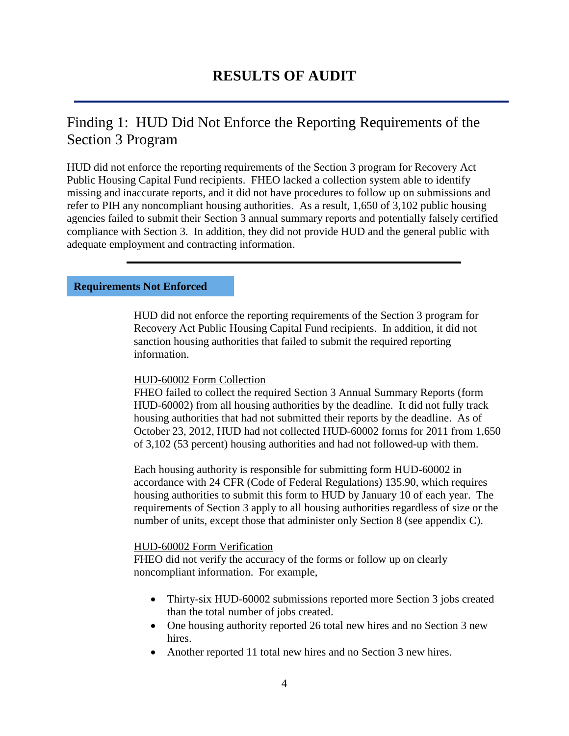# RESULTS OF AUDIT

## Finding 1: HUD Did Not Enforce the Reporting Requirements of the Section 3 Program

HUD did not enforce the reporting requirements of the Section 3 program for Recovery Act Public Housing Capital Fund recipients. FHEO lacked a collection system able to identify missing and inaccurate reports, and it did not have procedures to follow up on submissions and refer to PIH any noncompliant housing authorities. As a result, 1,650 of 3,102 public housing agencies failed to submit their Section 3 annual summary reports and potentially falsely certified compliance with Section 3. In addition, they did not provide HUD and the general public with adequate employment and contracting information.

### Requirements Not Enforced

HUD did not enforce the reporting requirements of the Section 3 program for Recovery Act Public Housing Capital Fund recipients. In addition, it did not sanction housing authorities that failed to submit the required reporting information.

HUD-60002 Form Collection

FHEO failed to collect the required Section 3 Annual Summary Reports (form HUD-60002) from all housing authorities by the deadline. It did not fully track housing authorities that had not submitted their reports by the deadline. As of October 23, 2012, HUD had not collected HUD-60002 forms for 2011 from 1,650 of 3,102 (53 percent) housing authorities and had not followed-up with them.

Each housing authority is responsible for submitting form HUD-60002 in accordance with 24 CFR (Code of Federal Regulations) 135.90, which requires housing authorities to submit this form to HUD by January 10 of each year. The requirements of Section 3 apply to all housing authorities regardless of size or the number of units, except those that administer only Section 8 (see appendix C).

HUD-60002 Form Verification

FHEO did not verify the accuracy of the forms or follow up on clearly noncompliant information. For example,

- Thirty-six HUD-60002 submissions reported more Section 3 jobs created than the total number of jobs created.
- One housing authority reported 26 total new hires and no Section 3 new hires.
- Another reported 11 total new hires and no Section 3 new hires.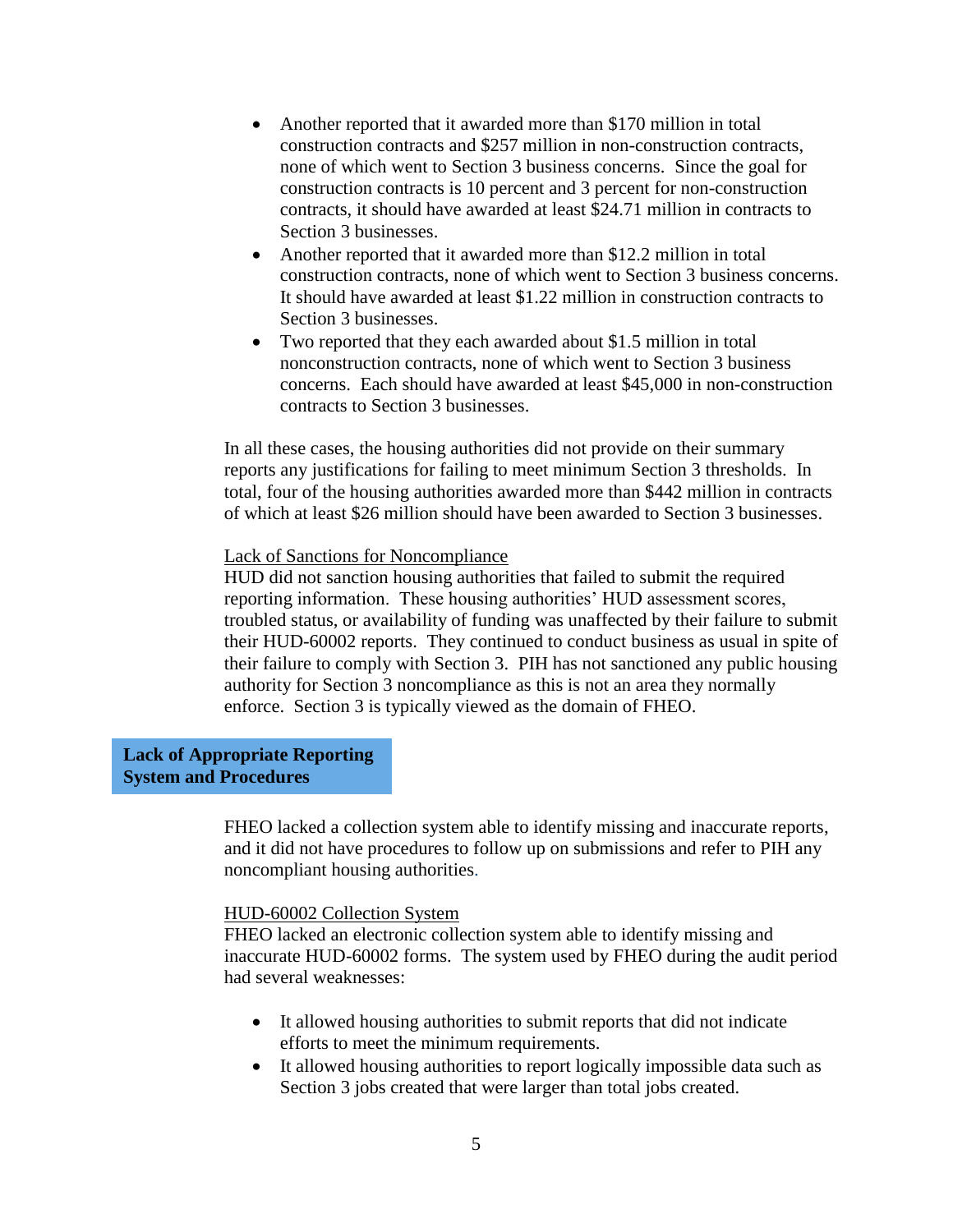- Another reported that it awarded more than $170 million in total construction contracts and $257 million in non-construction contracts, none of which went to Section 3 business concerns. Since the goal for construction contracts is 10 percent and 3 percent for non-construction contracts, it should have awarded at least $24.71 million in contracts to Section 3 businesses.
- Another reported that it awarded more than $12.2 million in total construction contracts, none of which went to Section 3 business concerns. It should have awarded at least $1.22 million in construction contracts to Section 3 businesses.
- Two reported that they each awarded about $1.5 million in total nonconstruction contracts, none of which went to Section 3 business concerns. Each should have awarded at least $45,000 in non-construction contracts to Section 3 businesses.

In all these cases, the housing authorities did not provide on their summary reports any justifications for failing to meet minimum Section 3 thresholds. In total, four of the housing authorities awarded more than $442 million in contracts of which at least $26 million should have been awarded to Section 3 businesses.

Lack of Sanctions for Noncompliance

HUD did not sanction housing authorities that failed to submit the required reporting information. These housing authorities' HUD assessment scores, troubled status, or availability of funding was unaffected by their failure to submit their HUD-60002 reports. They continued to conduct business as usual in spite of their failure to comply with Section 3. PIH has not sanctioned any public housing authority for Section 3 noncompliance as this is not an area they normally enforce. Section 3 is typically viewed as the domain of FHEO.

**Lack of Appropriate Reporting System and Procedures**

FHEO lacked a collection system able to identify missing and inaccurate reports, and it did not have procedures to follow up on submissions and refer to PIH any noncompliant housing authorities.

HUD-60002 Collection System

FHEO lacked an electronic collection system able to identify missing and inaccurate HUD-60002 forms. The system used by FHEO during the audit period had several weaknesses:

- It allowed housing authorities to submit reports that did not indicate efforts to meet the minimum requirements.
- It allowed housing authorities to report logically impossible data such as Section 3 jobs created that were larger than total jobs created.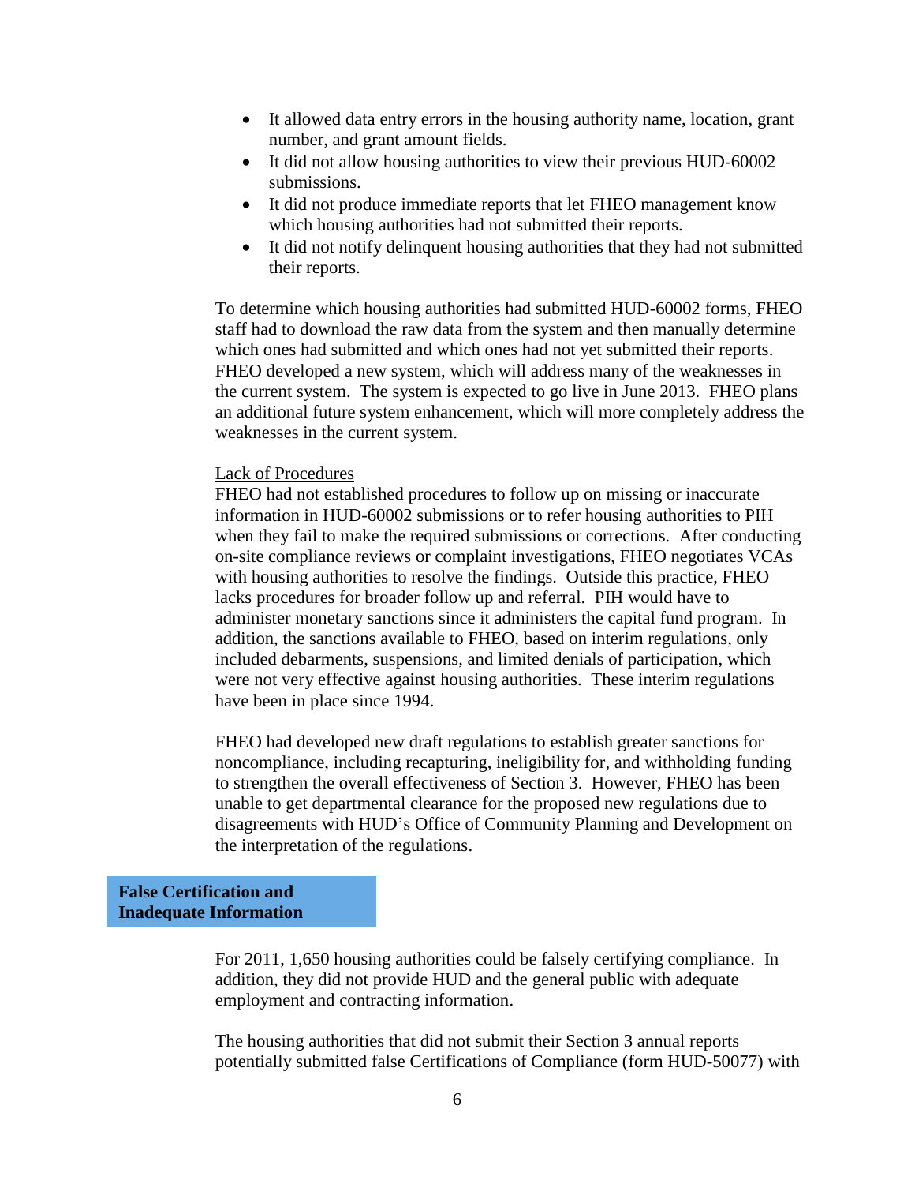- It allowed data entry errors in the housing authority name, location, grant number, and grant amount fields.
- It did not allow housing authorities to view their previous HUD-60002 submissions.
- It did not produce immediate reports that let FHEO management know which housing authorities had not submitted their reports.
- It did not notify delinquent housing authorities that they had not submitted their reports.

To determine which housing authorities had submitted HUD-60002 forms, FHEO staff had to download the raw data from the system and then manually determine which ones had submitted and which ones had not yet submitted their reports. FHEO developed a new system, which will address many of the weaknesses in the current system. The system is expected to go live in June 2013. FHEO plans an additional future system enhancement, which will more completely address the weaknesses in the current system.

<u>Lack of Procedures</u>

FHEO had not established procedures to follow up on missing or inaccurate information in HUD-60002 submissions or to refer housing authorities to PIH when they fail to make the required submissions or corrections. After conducting on-site compliance reviews or complaint investigations, FHEO negotiates VCAs with housing authorities to resolve the findings. Outside this practice, FHEO lacks procedures for broader follow up and referral. PIH would have to administer monetary sanctions since it administers the capital fund program. In addition, the sanctions available to FHEO, based on interim regulations, only included debarments, suspensions, and limited denials of participation, which were not very effective against housing authorities. These interim regulations have been in place since 1994.

FHEO had developed new draft regulations to establish greater sanctions for noncompliance, including recapturing, ineligibility for, and withholding funding to strengthen the overall effectiveness of Section 3. However, FHEO has been unable to get departmental clearance for the proposed new regulations due to disagreements with HUD's Office of Community Planning and Development on the interpretation of the regulations.

## False Certification and Inadequate Information

For 2011, 1,650 housing authorities could be falsely certifying compliance. In addition, they did not provide HUD and the general public with adequate employment and contracting information.

The housing authorities that did not submit their Section 3 annual reports potentially submitted false Certifications of Compliance (form HUD-50077) with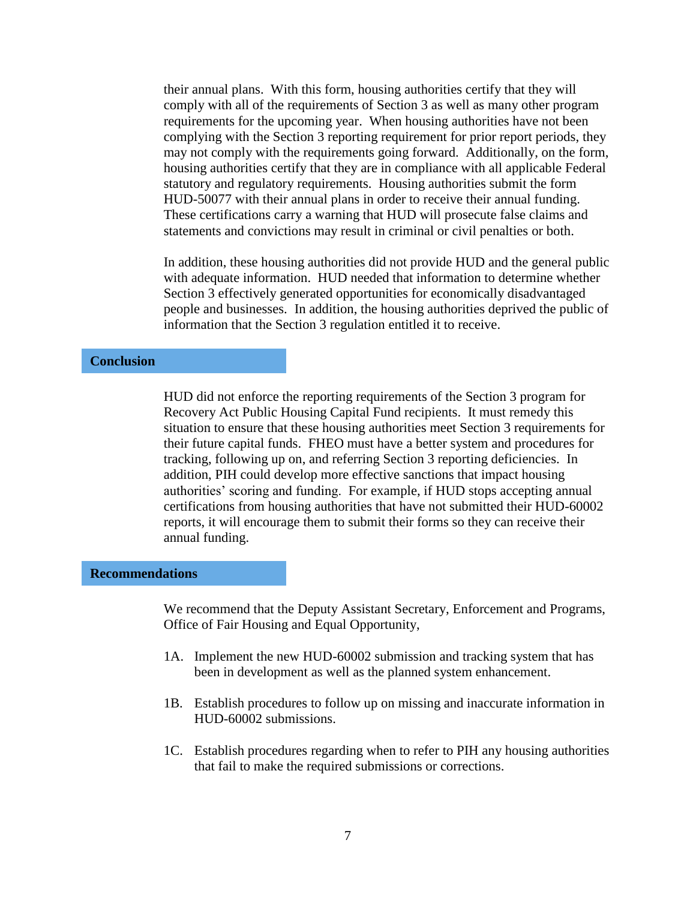their annual plans. With this form, housing authorities certify that they will comply with all of the requirements of Section 3 as well as many other program requirements for the upcoming year. When housing authorities have not been complying with the Section 3 reporting requirement for prior report periods, they may not comply with the requirements going forward. Additionally, on the form, housing authorities certify that they are in compliance with all applicable Federal statutory and regulatory requirements. Housing authorities submit the form HUD-50077 with their annual plans in order to receive their annual funding. These certifications carry a warning that HUD will prosecute false claims and statements and convictions may result in criminal or civil penalties or both.

In addition, these housing authorities did not provide HUD and the general public with adequate information. HUD needed that information to determine whether Section 3 effectively generated opportunities for economically disadvantaged people and businesses. In addition, the housing authorities deprived the public of information that the Section 3 regulation entitled it to receive.

## Conclusion

HUD did not enforce the reporting requirements of the Section 3 program for Recovery Act Public Housing Capital Fund recipients. It must remedy this situation to ensure that these housing authorities meet Section 3 requirements for their future capital funds. FHEO must have a better system and procedures for tracking, following up on, and referring Section 3 reporting deficiencies. In addition, PIH could develop more effective sanctions that impact housing authorities' scoring and funding. For example, if HUD stops accepting annual certifications from housing authorities that have not submitted their HUD-60002 reports, it will encourage them to submit their forms so they can receive their annual funding.

## Recommendations

We recommend that the Deputy Assistant Secretary, Enforcement and Programs, Office of Fair Housing and Equal Opportunity,

1A. Implement the new HUD-60002 submission and tracking system that has been in development as well as the planned system enhancement.

1B. Establish procedures to follow up on missing and inaccurate information in HUD-60002 submissions.

1C. Establish procedures regarding when to refer to PIH any housing authorities that fail to make the required submissions or corrections.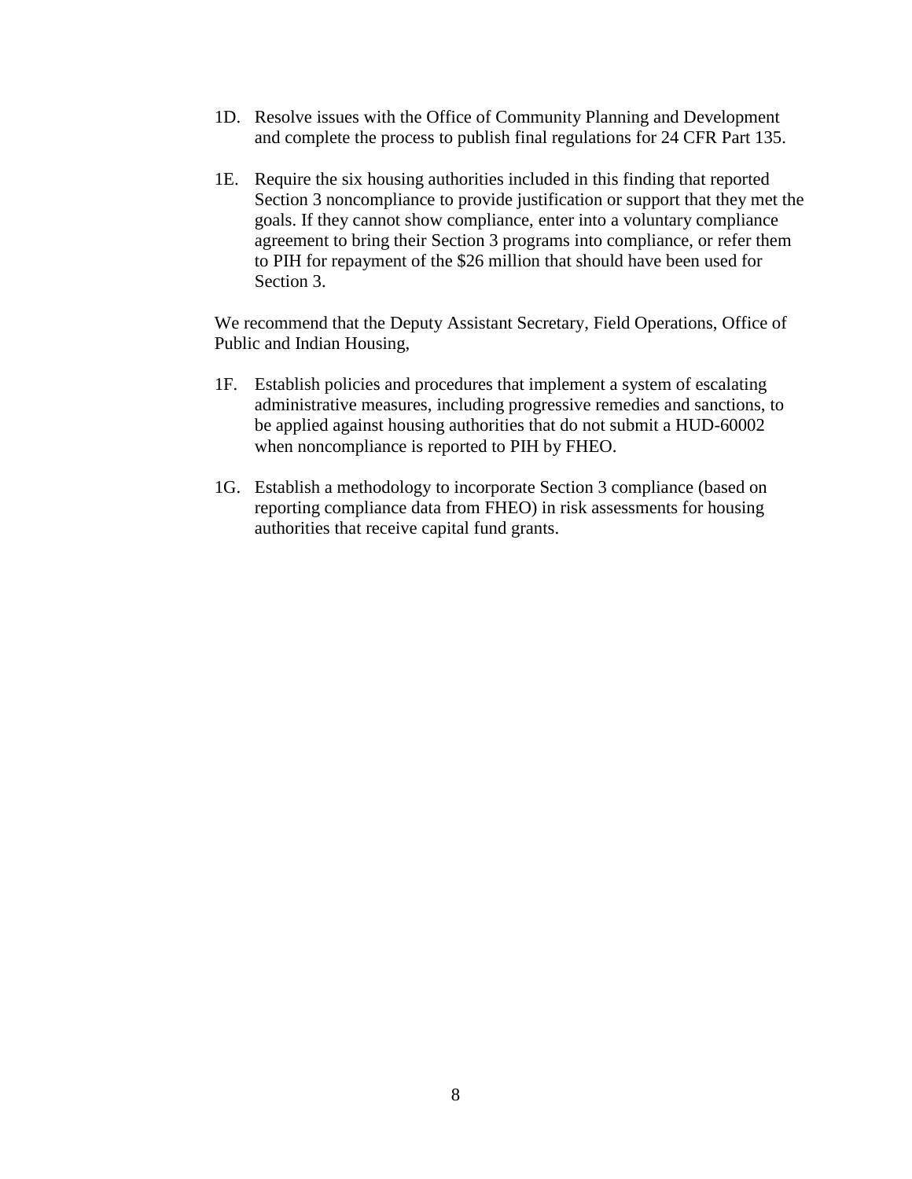1D. Resolve issues with the Office of Community Planning and Development and complete the process to publish final regulations for 24 CFR Part 135.

1E. Require the six housing authorities included in this finding that reported Section 3 noncompliance to provide justification or support that they met the goals. If they cannot show compliance, enter into a voluntary compliance agreement to bring their Section 3 programs into compliance, or refer them to PIH for repayment of the $26 million that should have been used for Section 3.

We recommend that the Deputy Assistant Secretary, Field Operations, Office of Public and Indian Housing,

1F. Establish policies and procedures that implement a system of escalating administrative measures, including progressive remedies and sanctions, to be applied against housing authorities that do not submit a HUD-60002 when noncompliance is reported to PIH by FHEO.

1G. Establish a methodology to incorporate Section 3 compliance (based on reporting compliance data from FHEO) in risk assessments for housing authorities that receive capital fund grants.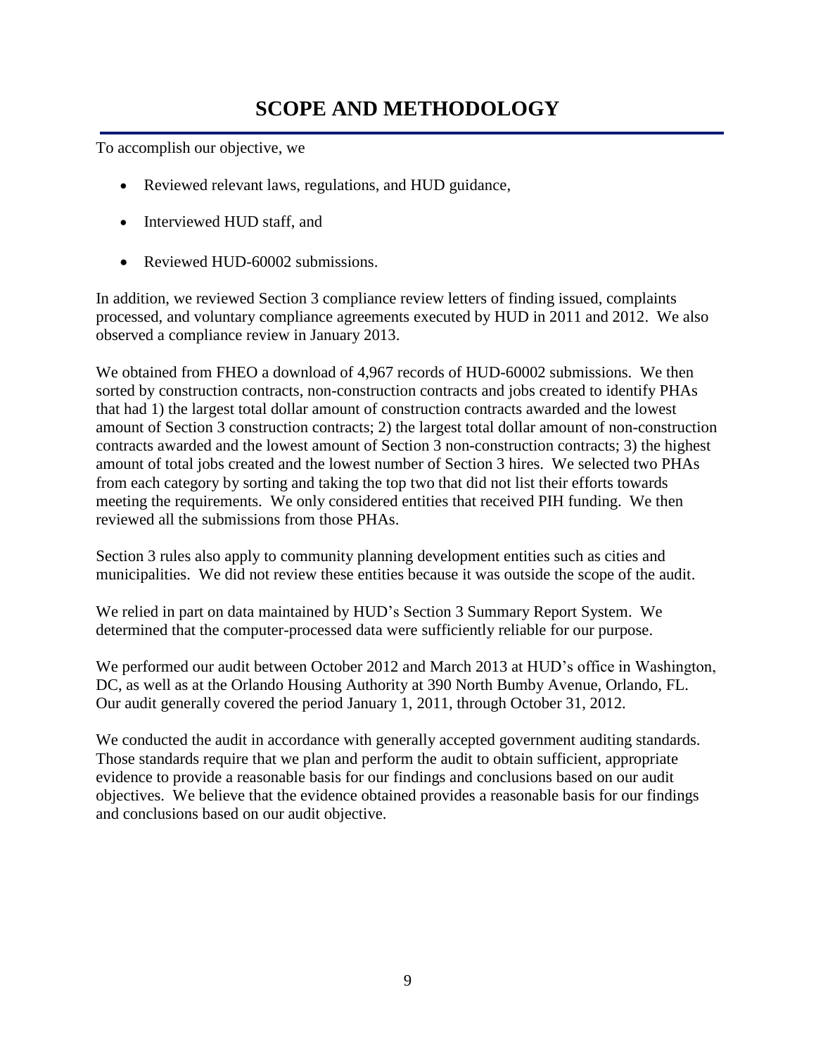# SCOPE AND METHODOLOGY

To accomplish our objective, we

- Reviewed relevant laws, regulations, and HUD guidance,
- Interviewed HUD staff, and
- Reviewed HUD-60002 submissions.

In addition, we reviewed Section 3 compliance review letters of finding issued, complaints processed, and voluntary compliance agreements executed by HUD in 2011 and 2012. We also observed a compliance review in January 2013.

We obtained from FHEO a download of 4,967 records of HUD-60002 submissions. We then sorted by construction contracts, non-construction contracts and jobs created to identify PHAs that had 1) the largest total dollar amount of construction contracts awarded and the lowest amount of Section 3 construction contracts; 2) the largest total dollar amount of non-construction contracts awarded and the lowest amount of Section 3 non-construction contracts; 3) the highest amount of total jobs created and the lowest number of Section 3 hires. We selected two PHAs from each category by sorting and taking the top two that did not list their efforts towards meeting the requirements. We only considered entities that received PIH funding. We then reviewed all the submissions from those PHAs.

Section 3 rules also apply to community planning development entities such as cities and municipalities. We did not review these entities because it was outside the scope of the audit.

We relied in part on data maintained by HUD's Section 3 Summary Report System. We determined that the computer-processed data were sufficiently reliable for our purpose.

We performed our audit between October 2012 and March 2013 at HUD's office in Washington, DC, as well as at the Orlando Housing Authority at 390 North Bumby Avenue, Orlando, FL. Our audit generally covered the period January 1, 2011, through October 31, 2012.

We conducted the audit in accordance with generally accepted government auditing standards. Those standards require that we plan and perform the audit to obtain sufficient, appropriate evidence to provide a reasonable basis for our findings and conclusions based on our audit objectives. We believe that the evidence obtained provides a reasonable basis for our findings and conclusions based on our audit objective.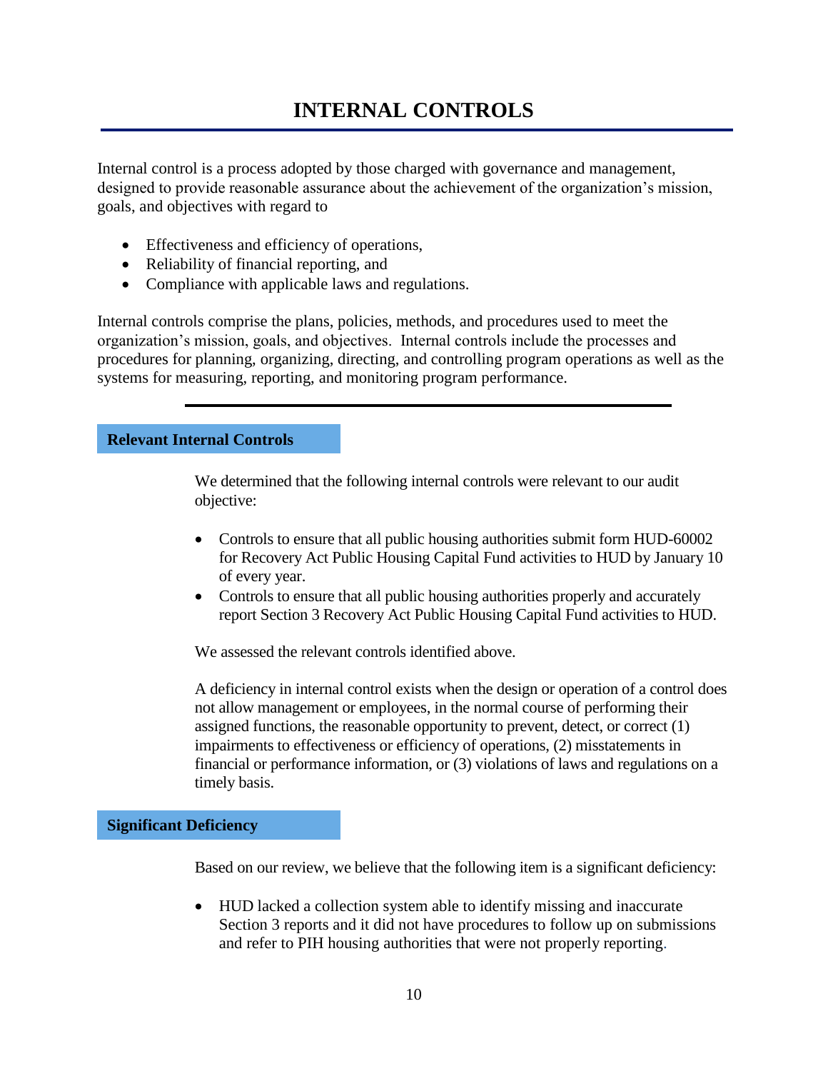# INTERNAL CONTROLS

Internal control is a process adopted by those charged with governance and management, designed to provide reasonable assurance about the achievement of the organization's mission, goals, and objectives with regard to

- Effectiveness and efficiency of operations,
- Reliability of financial reporting, and
- Compliance with applicable laws and regulations.

Internal controls comprise the plans, policies, methods, and procedures used to meet the organization's mission, goals, and objectives. Internal controls include the processes and procedures for planning, organizing, directing, and controlling program operations as well as the systems for measuring, reporting, and monitoring program performance.

---

**Relevant Internal Controls**

We determined that the following internal controls were relevant to our audit objective:

- Controls to ensure that all public housing authorities submit form HUD-60002 for Recovery Act Public Housing Capital Fund activities to HUD by January 10 of every year.
- Controls to ensure that all public housing authorities properly and accurately report Section 3 Recovery Act Public Housing Capital Fund activities to HUD.

We assessed the relevant controls identified above.

A deficiency in internal control exists when the design or operation of a control does not allow management or employees, in the normal course of performing their assigned functions, the reasonable opportunity to prevent, detect, or correct (1) impairments to effectiveness or efficiency of operations, (2) misstatements in financial or performance information, or (3) violations of laws and regulations on a timely basis.

**Significant Deficiency**

Based on our review, we believe that the following item is a significant deficiency:

- HUD lacked a collection system able to identify missing and inaccurate Section 3 reports and it did not have procedures to follow up on submissions and refer to PIH housing authorities that were not properly reporting.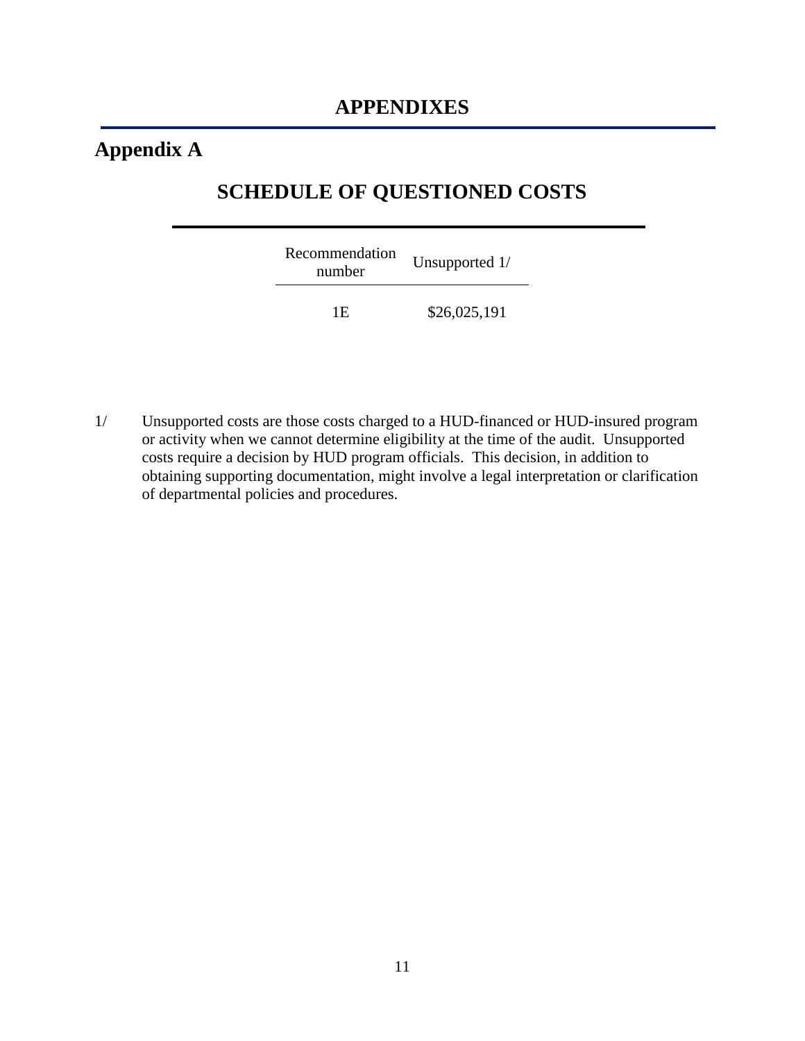# APPENDIXES

## Appendix A

### SCHEDULE OF QUESTIONED COSTS

| Recommendation number | Unsupported 1/ |
|---|---|
| 1E | $26,025,191 |

1/ Unsupported costs are those costs charged to a HUD-financed or HUD-insured program or activity when we cannot determine eligibility at the time of the audit. Unsupported costs require a decision by HUD program officials. This decision, in addition to obtaining supporting documentation, might involve a legal interpretation or clarification of departmental policies and procedures.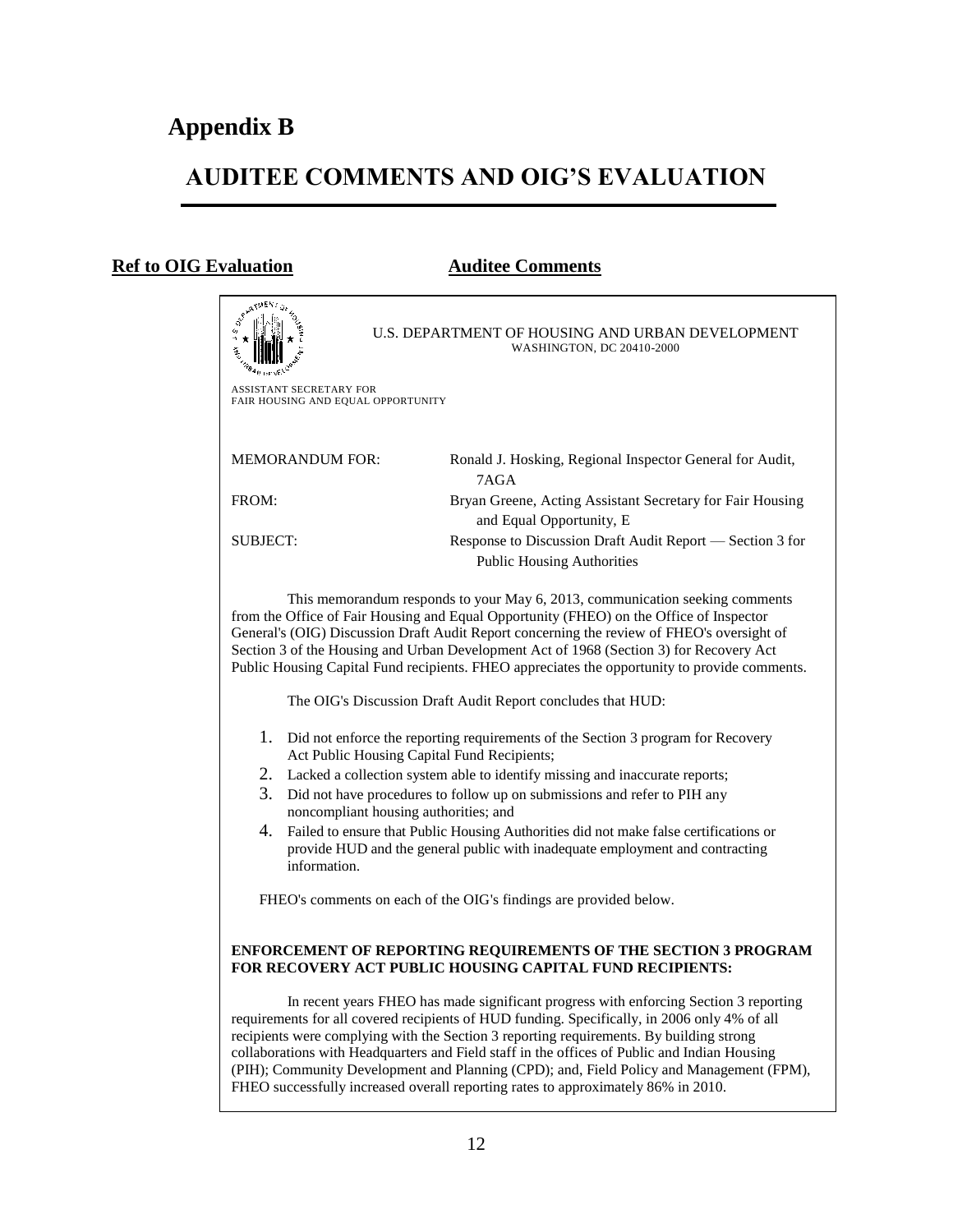# Appendix B

# AUDITEE COMMENTS AND OIG'S EVALUATION

**Ref to OIG Evaluation** **Auditee Comments**

U.S. DEPARTMENT OF HOUSING AND URBAN DEVELOPMENT
WASHINGTON, DC 20410-2000

ASSISTANT SECRETARY FOR
FAIR HOUSING AND EQUAL OPPORTUNITY

MEMORANDUM FOR: Ronald J. Hosking, Regional Inspector General for Audit, 7AGA

FROM: Bryan Greene, Acting Assistant Secretary for Fair Housing and Equal Opportunity, E

SUBJECT: Response to Discussion Draft Audit Report — Section 3 for Public Housing Authorities

This memorandum responds to your May 6, 2013, communication seeking comments from the Office of Fair Housing and Equal Opportunity (FHEO) on the Office of Inspector General's (OIG) Discussion Draft Audit Report concerning the review of FHEO's oversight of Section 3 of the Housing and Urban Development Act of 1968 (Section 3) for Recovery Act Public Housing Capital Fund recipients. FHEO appreciates the opportunity to provide comments.

The OIG's Discussion Draft Audit Report concludes that HUD:

1. Did not enforce the reporting requirements of the Section 3 program for Recovery Act Public Housing Capital Fund Recipients;
2. Lacked a collection system able to identify missing and inaccurate reports;
3. Did not have procedures to follow up on submissions and refer to PIH any noncompliant housing authorities; and
4. Failed to ensure that Public Housing Authorities did not make false certifications or provide HUD and the general public with inadequate employment and contracting information.

FHEO's comments on each of the OIG's findings are provided below.

**ENFORCEMENT OF REPORTING REQUIREMENTS OF THE SECTION 3 PROGRAM FOR RECOVERY ACT PUBLIC HOUSING CAPITAL FUND RECIPIENTS:**

In recent years FHEO has made significant progress with enforcing Section 3 reporting requirements for all covered recipients of HUD funding. Specifically, in 2006 only 4% of all recipients were complying with the Section 3 reporting requirements. By building strong collaborations with Headquarters and Field staff in the offices of Public and Indian Housing (PIH); Community Development and Planning (CPD); and, Field Policy and Management (FPM), FHEO successfully increased overall reporting rates to approximately 86% in 2010.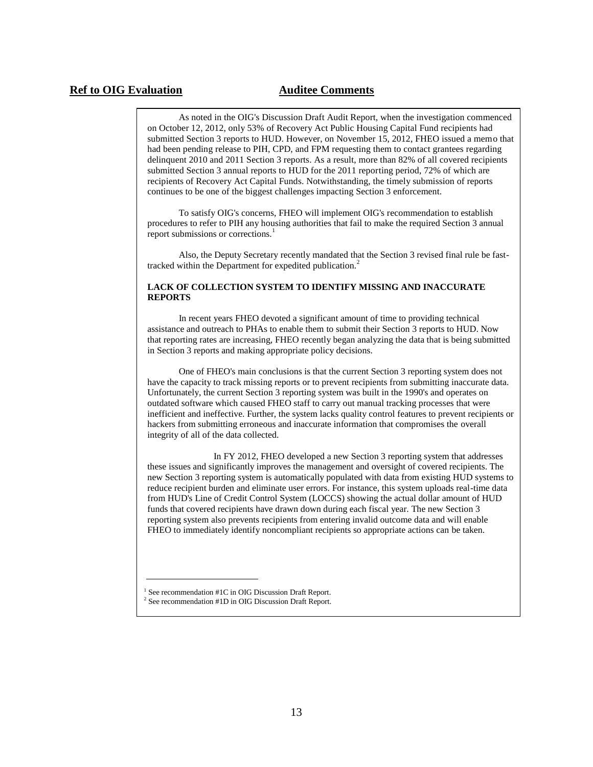**Ref to OIG Evaluation** **Auditee Comments**

As noted in the OIG's Discussion Draft Audit Report, when the investigation commenced on October 12, 2012, only 53% of Recovery Act Public Housing Capital Fund recipients had submitted Section 3 reports to HUD. However, on November 15, 2012, FHEO issued a memo that had been pending release to PIH, CPD, and FPM requesting them to contact grantees regarding delinquent 2010 and 2011 Section 3 reports. As a result, more than 82% of all covered recipients submitted Section 3 annual reports to HUD for the 2011 reporting period, 72% of which are recipients of Recovery Act Capital Funds. Notwithstanding, the timely submission of reports continues to be one of the biggest challenges impacting Section 3 enforcement.

To satisfy OIG's concerns, FHEO will implement OIG's recommendation to establish procedures to refer to PIH any housing authorities that fail to make the required Section 3 annual report submissions or corrections.[1]

Also, the Deputy Secretary recently mandated that the Section 3 revised final rule be fast-tracked within the Department for expedited publication.[2]

**LACK OF COLLECTION SYSTEM TO IDENTIFY MISSING AND INACCURATE REPORTS**

In recent years FHEO devoted a significant amount of time to providing technical assistance and outreach to PHAs to enable them to submit their Section 3 reports to HUD. Now that reporting rates are increasing, FHEO recently began analyzing the data that is being submitted in Section 3 reports and making appropriate policy decisions.

One of FHEO's main conclusions is that the current Section 3 reporting system does not have the capacity to track missing reports or to prevent recipients from submitting inaccurate data. Unfortunately, the current Section 3 reporting system was built in the 1990's and operates on outdated software which caused FHEO staff to carry out manual tracking processes that were inefficient and ineffective. Further, the system lacks quality control features to prevent recipients or hackers from submitting erroneous and inaccurate information that compromises the overall integrity of all of the data collected.

In FY 2012, FHEO developed a new Section 3 reporting system that addresses these issues and significantly improves the management and oversight of covered recipients. The new Section 3 reporting system is automatically populated with data from existing HUD systems to reduce recipient burden and eliminate user errors. For instance, this system uploads real-time data from HUD's Line of Credit Control System (LOCCS) showing the actual dollar amount of HUD funds that covered recipients have drawn down during each fiscal year. The new Section 3 reporting system also prevents recipients from entering invalid outcome data and will enable FHEO to immediately identify noncompliant recipients so appropriate actions can be taken.

---

[1] See recommendation #1C in OIG Discussion Draft Report.

[2] See recommendation #1D in OIG Discussion Draft Report.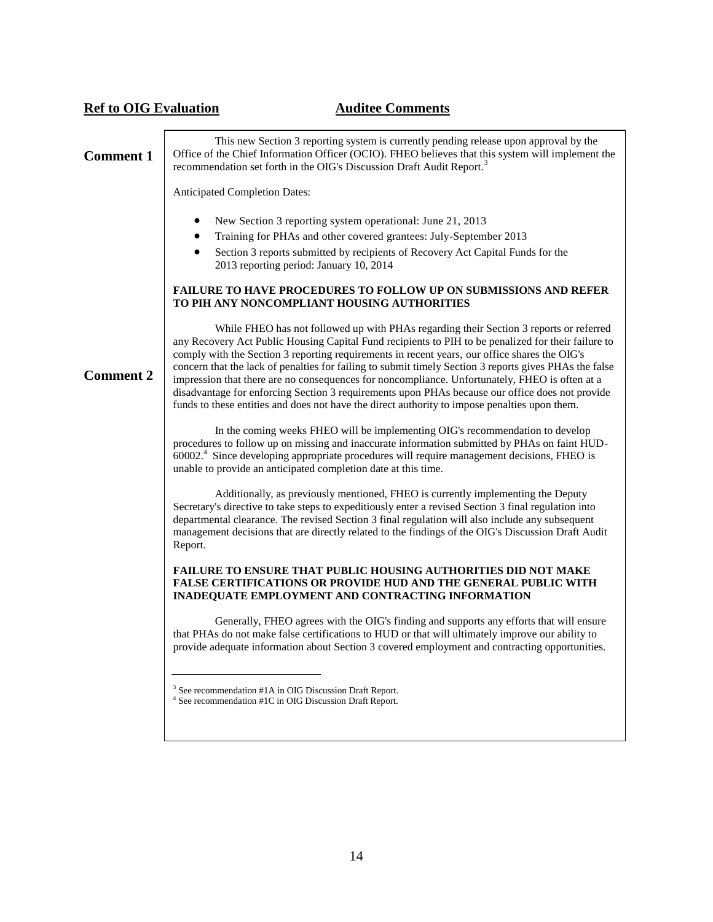**Ref to OIG Evaluation** **Auditee Comments**

**Comment 1**

This new Section 3 reporting system is currently pending release upon approval by the Office of the Chief Information Officer (OCIO). FHEO believes that this system will implement the recommendation set forth in the OIG's Discussion Draft Audit Report.[3]

Anticipated Completion Dates:

- New Section 3 reporting system operational: June 21, 2013
- Training for PHAs and other covered grantees: July-September 2013
- Section 3 reports submitted by recipients of Recovery Act Capital Funds for the 2013 reporting period: January 10, 2014

**FAILURE TO HAVE PROCEDURES TO FOLLOW UP ON SUBMISSIONS AND REFER TO PIH ANY NONCOMPLIANT HOUSING AUTHORITIES**

**Comment 2**

While FHEO has not followed up with PHAs regarding their Section 3 reports or referred any Recovery Act Public Housing Capital Fund recipients to PIH to be penalized for their failure to comply with the Section 3 reporting requirements in recent years, our office shares the OIG's concern that the lack of penalties for failing to submit timely Section 3 reports gives PHAs the false impression that there are no consequences for noncompliance. Unfortunately, FHEO is often at a disadvantage for enforcing Section 3 requirements upon PHAs because our office does not provide funds to these entities and does not have the direct authority to impose penalties upon them.

In the coming weeks FHEO will be implementing OIG's recommendation to develop procedures to follow up on missing and inaccurate information submitted by PHAs on faint HUD-60002.[4] Since developing appropriate procedures will require management decisions, FHEO is unable to provide an anticipated completion date at this time.

Additionally, as previously mentioned, FHEO is currently implementing the Deputy Secretary's directive to take steps to expeditiously enter a revised Section 3 final regulation into departmental clearance. The revised Section 3 final regulation will also include any subsequent management decisions that are directly related to the findings of the OIG's Discussion Draft Audit Report.

**FAILURE TO ENSURE THAT PUBLIC HOUSING AUTHORITIES DID NOT MAKE FALSE CERTIFICATIONS OR PROVIDE HUD AND THE GENERAL PUBLIC WITH INADEQUATE EMPLOYMENT AND CONTRACTING INFORMATION**

Generally, FHEO agrees with the OIG's finding and supports any efforts that will ensure that PHAs do not make false certifications to HUD or that will ultimately improve our ability to provide adequate information about Section 3 covered employment and contracting opportunities.

---

[3] See recommendation #1A in OIG Discussion Draft Report.

[4] See recommendation #1C in OIG Discussion Draft Report.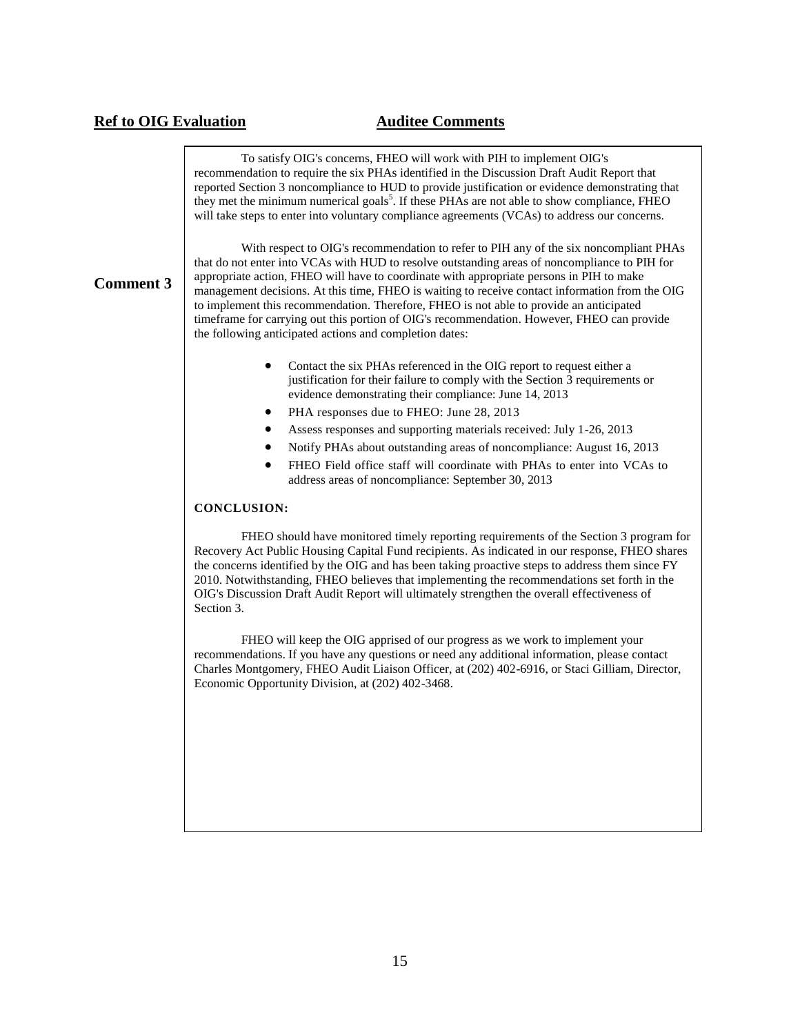**Ref to OIG Evaluation** | **Auditee Comments**

To satisfy OIG's concerns, FHEO will work with PIH to implement OIG's recommendation to require the six PHAs identified in the Discussion Draft Audit Report that reported Section 3 noncompliance to HUD to provide justification or evidence demonstrating that they met the minimum numerical goals[5]. If these PHAs are not able to show compliance, FHEO will take steps to enter into voluntary compliance agreements (VCAs) to address our concerns.

**Comment 3**

With respect to OIG's recommendation to refer to PIH any of the six noncompliant PHAs that do not enter into VCAs with HUD to resolve outstanding areas of noncompliance to PIH for appropriate action, FHEO will have to coordinate with appropriate persons in PIH to make management decisions. At this time, FHEO is waiting to receive contact information from the OIG to implement this recommendation. Therefore, FHEO is not able to provide an anticipated timeframe for carrying out this portion of OIG's recommendation. However, FHEO can provide the following anticipated actions and completion dates:

- Contact the six PHAs referenced in the OIG report to request either a justification for their failure to comply with the Section 3 requirements or evidence demonstrating their compliance: June 14, 2013
- PHA responses due to FHEO: June 28, 2013
- Assess responses and supporting materials received: July 1-26, 2013
- Notify PHAs about outstanding areas of noncompliance: August 16, 2013
- FHEO Field office staff will coordinate with PHAs to enter into VCAs to address areas of noncompliance: September 30, 2013

**CONCLUSION:**

FHEO should have monitored timely reporting requirements of the Section 3 program for Recovery Act Public Housing Capital Fund recipients. As indicated in our response, FHEO shares the concerns identified by the OIG and has been taking proactive steps to address them since FY 2010. Notwithstanding, FHEO believes that implementing the recommendations set forth in the OIG's Discussion Draft Audit Report will ultimately strengthen the overall effectiveness of Section 3.

FHEO will keep the OIG apprised of our progress as we work to implement your recommendations. If you have any questions or need any additional information, please contact Charles Montgomery, FHEO Audit Liaison Officer, at (202) 402-6916, or Staci Gilliam, Director, Economic Opportunity Division, at (202) 402-3468.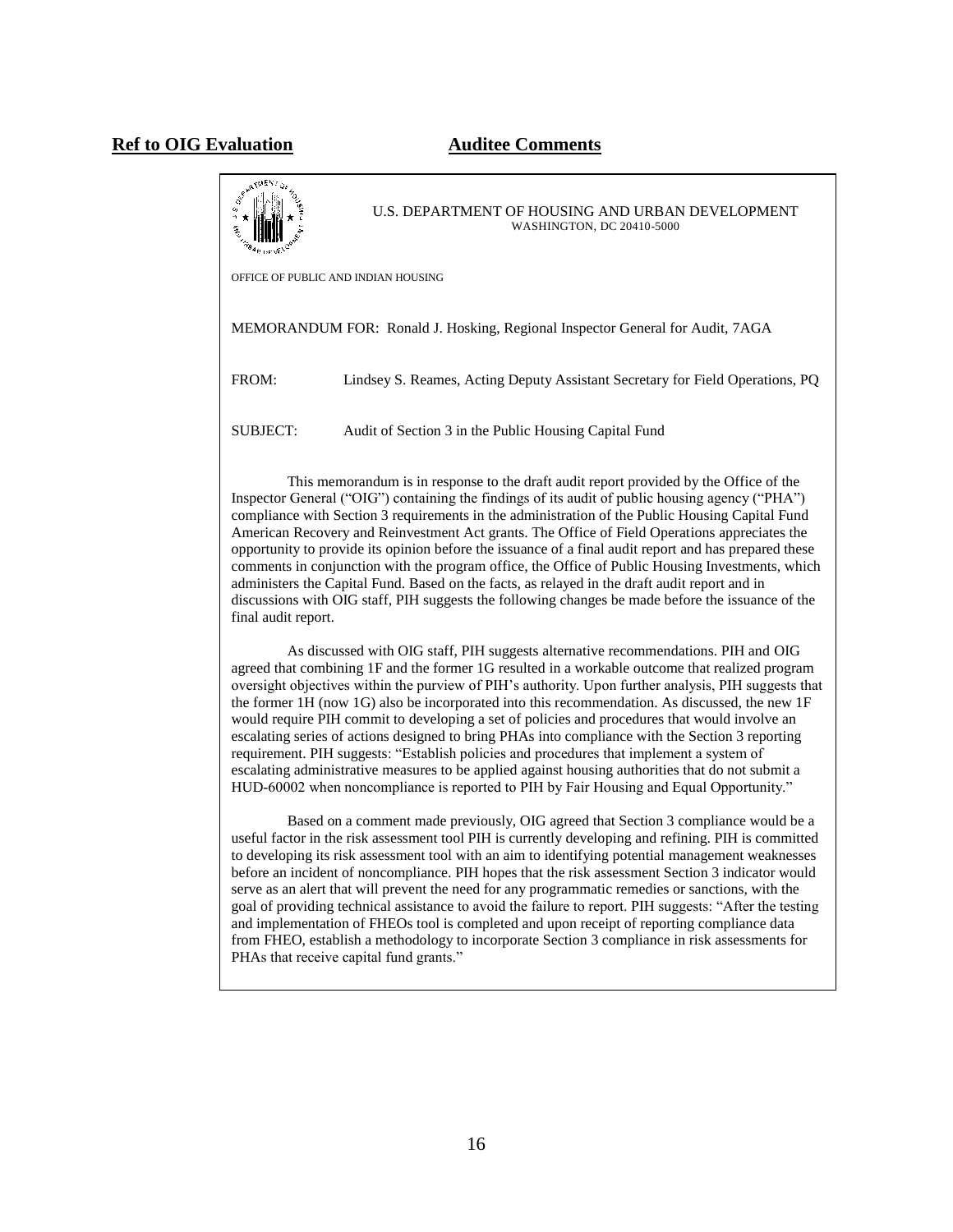**Ref to OIG Evaluation** **Auditee Comments**

U.S. DEPARTMENT OF HOUSING AND URBAN DEVELOPMENT
WASHINGTON, DC 20410-5000

OFFICE OF PUBLIC AND INDIAN HOUSING

MEMORANDUM FOR: Ronald J. Hosking, Regional Inspector General for Audit, 7AGA

FROM: Lindsey S. Reames, Acting Deputy Assistant Secretary for Field Operations, PQ

SUBJECT: Audit of Section 3 in the Public Housing Capital Fund

This memorandum is in response to the draft audit report provided by the Office of the Inspector General ("OIG") containing the findings of its audit of public housing agency ("PHA") compliance with Section 3 requirements in the administration of the Public Housing Capital Fund American Recovery and Reinvestment Act grants. The Office of Field Operations appreciates the opportunity to provide its opinion before the issuance of a final audit report and has prepared these comments in conjunction with the program office, the Office of Public Housing Investments, which administers the Capital Fund. Based on the facts, as relayed in the draft audit report and in discussions with OIG staff, PIH suggests the following changes be made before the issuance of the final audit report.

As discussed with OIG staff, PIH suggests alternative recommendations. PIH and OIG agreed that combining 1F and the former 1G resulted in a workable outcome that realized program oversight objectives within the purview of PIH's authority. Upon further analysis, PIH suggests that the former 1H (now 1G) also be incorporated into this recommendation. As discussed, the new 1F would require PIH commit to developing a set of policies and procedures that would involve an escalating series of actions designed to bring PHAs into compliance with the Section 3 reporting requirement. PIH suggests: "Establish policies and procedures that implement a system of escalating administrative measures to be applied against housing authorities that do not submit a HUD-60002 when noncompliance is reported to PIH by Fair Housing and Equal Opportunity."

Based on a comment made previously, OIG agreed that Section 3 compliance would be a useful factor in the risk assessment tool PIH is currently developing and refining. PIH is committed to developing its risk assessment tool with an aim to identifying potential management weaknesses before an incident of noncompliance. PIH hopes that the risk assessment Section 3 indicator would serve as an alert that will prevent the need for any programmatic remedies or sanctions, with the goal of providing technical assistance to avoid the failure to report. PIH suggests: "After the testing and implementation of FHEOs tool is completed and upon receipt of reporting compliance data from FHEO, establish a methodology to incorporate Section 3 compliance in risk assessments for PHAs that receive capital fund grants."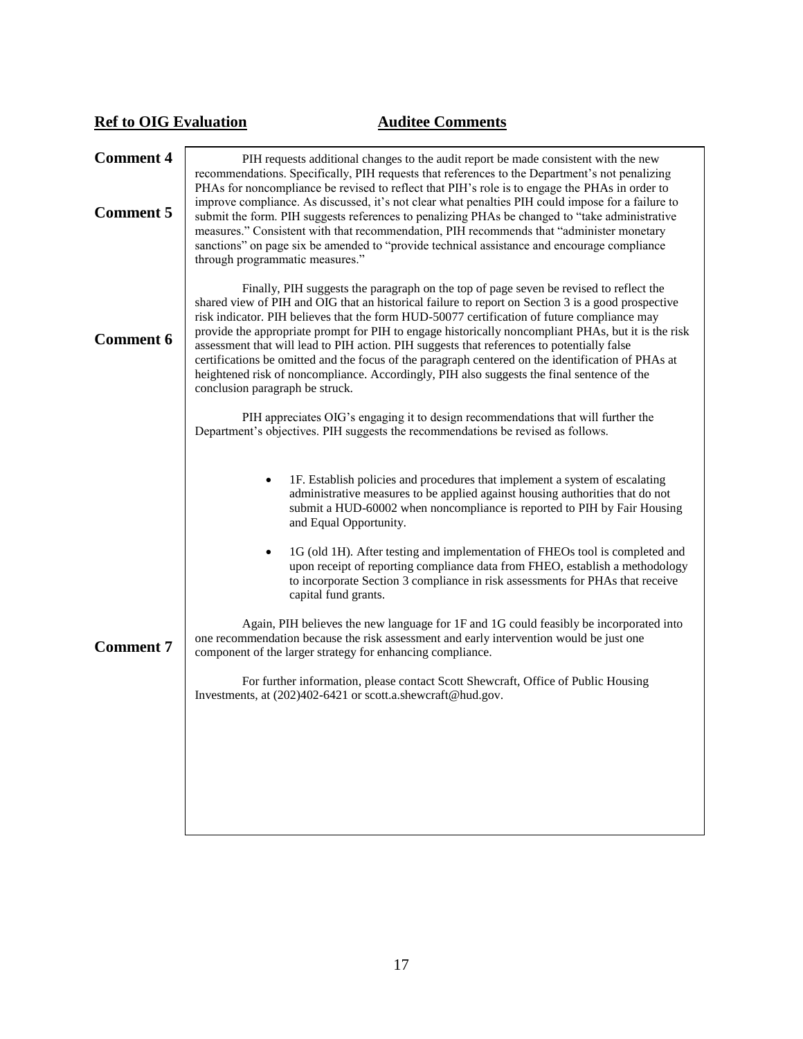**Ref to OIG Evaluation** | **Auditee Comments**

**Comment 4**

**Comment 5**

PIH requests additional changes to the audit report be made consistent with the new recommendations. Specifically, PIH requests that references to the Department's not penalizing PHAs for noncompliance be revised to reflect that PIH's role is to engage the PHAs in order to improve compliance. As discussed, it's not clear what penalties PIH could impose for a failure to submit the form. PIH suggests references to penalizing PHAs be changed to "take administrative measures." Consistent with that recommendation, PIH recommends that "administer monetary sanctions" on page six be amended to "provide technical assistance and encourage compliance through programmatic measures."

**Comment 6**

Finally, PIH suggests the paragraph on the top of page seven be revised to reflect the shared view of PIH and OIG that an historical failure to report on Section 3 is a good prospective risk indicator. PIH believes that the form HUD-50077 certification of future compliance may provide the appropriate prompt for PIH to engage historically noncompliant PHAs, but it is the risk assessment that will lead to PIH action. PIH suggests that references to potentially false certifications be omitted and the focus of the paragraph centered on the identification of PHAs at heightened risk of noncompliance. Accordingly, PIH also suggests the final sentence of the conclusion paragraph be struck.

PIH appreciates OIG's engaging it to design recommendations that will further the Department's objectives. PIH suggests the recommendations be revised as follows.

- 1F. Establish policies and procedures that implement a system of escalating administrative measures to be applied against housing authorities that do not submit a HUD-60002 when noncompliance is reported to PIH by Fair Housing and Equal Opportunity.
- 1G (old 1H). After testing and implementation of FHEOs tool is completed and upon receipt of reporting compliance data from FHEO, establish a methodology to incorporate Section 3 compliance in risk assessments for PHAs that receive capital fund grants.

**Comment 7**

Again, PIH believes the new language for 1F and 1G could feasibly be incorporated into one recommendation because the risk assessment and early intervention would be just one component of the larger strategy for enhancing compliance.

For further information, please contact Scott Shewcraft, Office of Public Housing Investments, at (202)402-6421 or scott.a.shewcraft@hud.gov.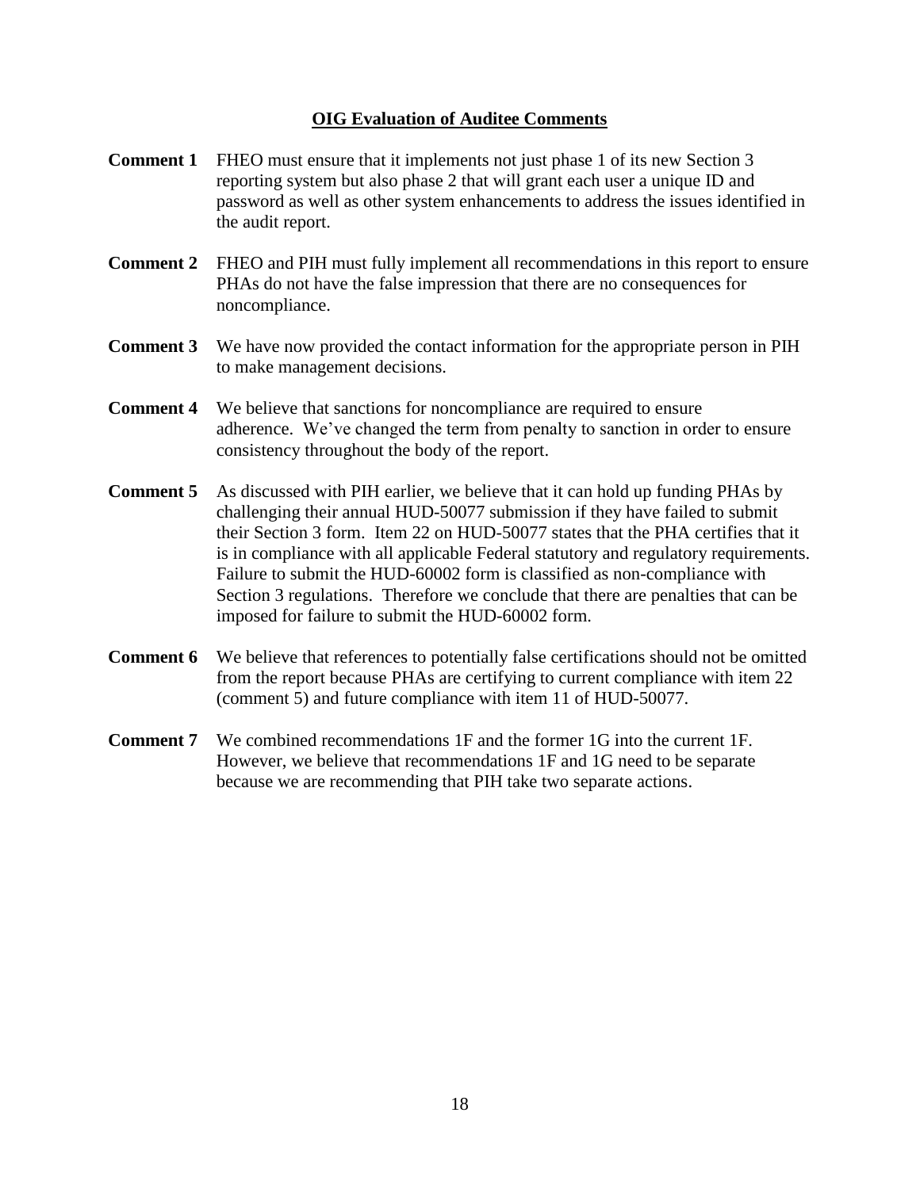## OIG Evaluation of Auditee Comments

**Comment 1** FHEO must ensure that it implements not just phase 1 of its new Section 3 reporting system but also phase 2 that will grant each user a unique ID and password as well as other system enhancements to address the issues identified in the audit report.

**Comment 2** FHEO and PIH must fully implement all recommendations in this report to ensure PHAs do not have the false impression that there are no consequences for noncompliance.

**Comment 3** We have now provided the contact information for the appropriate person in PIH to make management decisions.

**Comment 4** We believe that sanctions for noncompliance are required to ensure adherence. We've changed the term from penalty to sanction in order to ensure consistency throughout the body of the report.

**Comment 5** As discussed with PIH earlier, we believe that it can hold up funding PHAs by challenging their annual HUD-50077 submission if they have failed to submit their Section 3 form. Item 22 on HUD-50077 states that the PHA certifies that it is in compliance with all applicable Federal statutory and regulatory requirements. Failure to submit the HUD-60002 form is classified as non-compliance with Section 3 regulations. Therefore we conclude that there are penalties that can be imposed for failure to submit the HUD-60002 form.

**Comment 6** We believe that references to potentially false certifications should not be omitted from the report because PHAs are certifying to current compliance with item 22 (comment 5) and future compliance with item 11 of HUD-50077.

**Comment 7** We combined recommendations 1F and the former 1G into the current 1F. However, we believe that recommendations 1F and 1G need to be separate because we are recommending that PIH take two separate actions.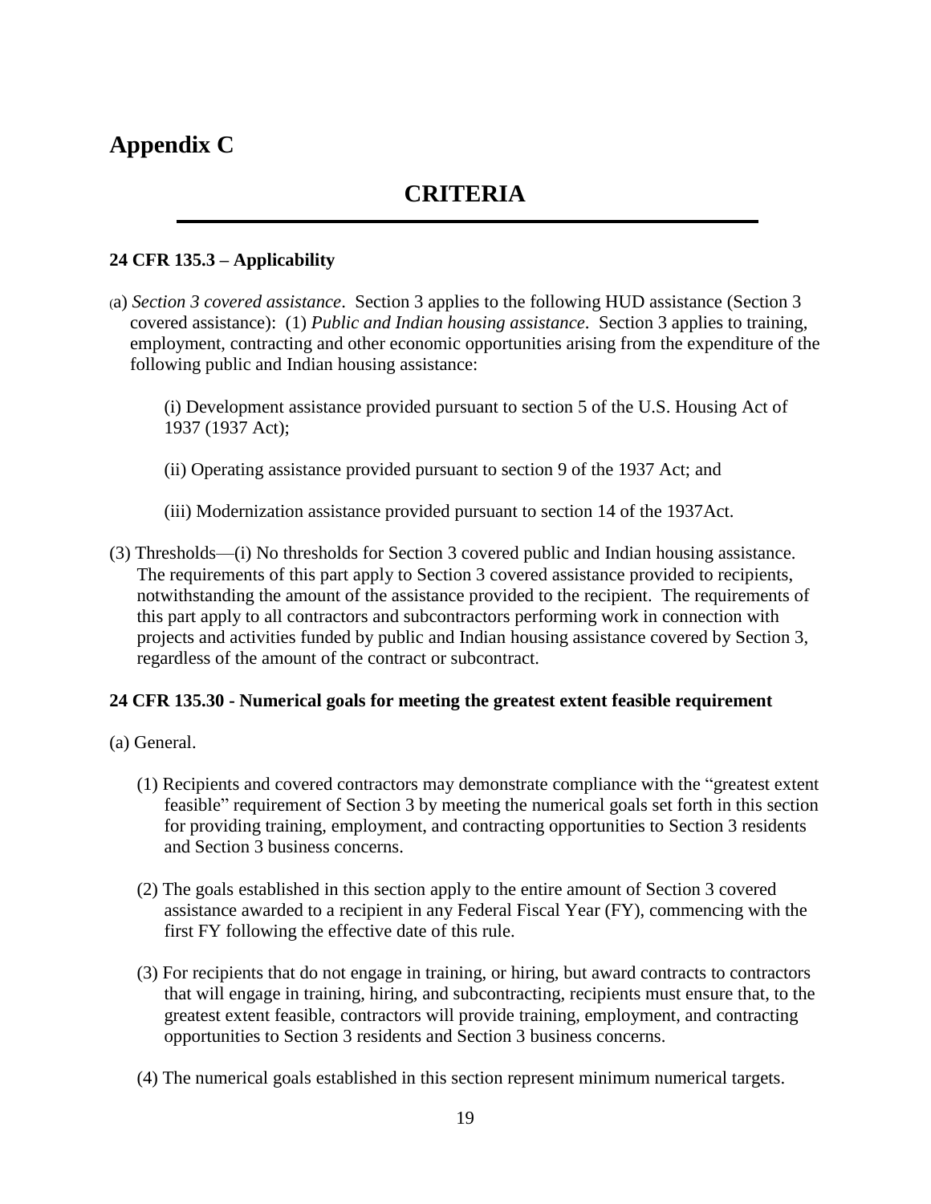# Appendix C

## CRITERIA

**24 CFR 135.3 – Applicability**

(a) *Section 3 covered assistance*. Section 3 applies to the following HUD assistance (Section 3 covered assistance): (1) *Public and Indian housing assistance*. Section 3 applies to training, employment, contracting and other economic opportunities arising from the expenditure of the following public and Indian housing assistance:

(i) Development assistance provided pursuant to section 5 of the U.S. Housing Act of 1937 (1937 Act);

(ii) Operating assistance provided pursuant to section 9 of the 1937 Act; and

(iii) Modernization assistance provided pursuant to section 14 of the 1937Act.

(3) Thresholds—(i) No thresholds for Section 3 covered public and Indian housing assistance. The requirements of this part apply to Section 3 covered assistance provided to recipients, notwithstanding the amount of the assistance provided to the recipient. The requirements of this part apply to all contractors and subcontractors performing work in connection with projects and activities funded by public and Indian housing assistance covered by Section 3, regardless of the amount of the contract or subcontract.

**24 CFR 135.30 - Numerical goals for meeting the greatest extent feasible requirement**

(a) General.

(1) Recipients and covered contractors may demonstrate compliance with the "greatest extent feasible" requirement of Section 3 by meeting the numerical goals set forth in this section for providing training, employment, and contracting opportunities to Section 3 residents and Section 3 business concerns.

(2) The goals established in this section apply to the entire amount of Section 3 covered assistance awarded to a recipient in any Federal Fiscal Year (FY), commencing with the first FY following the effective date of this rule.

(3) For recipients that do not engage in training, or hiring, but award contracts to contractors that will engage in training, hiring, and subcontracting, recipients must ensure that, to the greatest extent feasible, contractors will provide training, employment, and contracting opportunities to Section 3 residents and Section 3 business concerns.

(4) The numerical goals established in this section represent minimum numerical targets.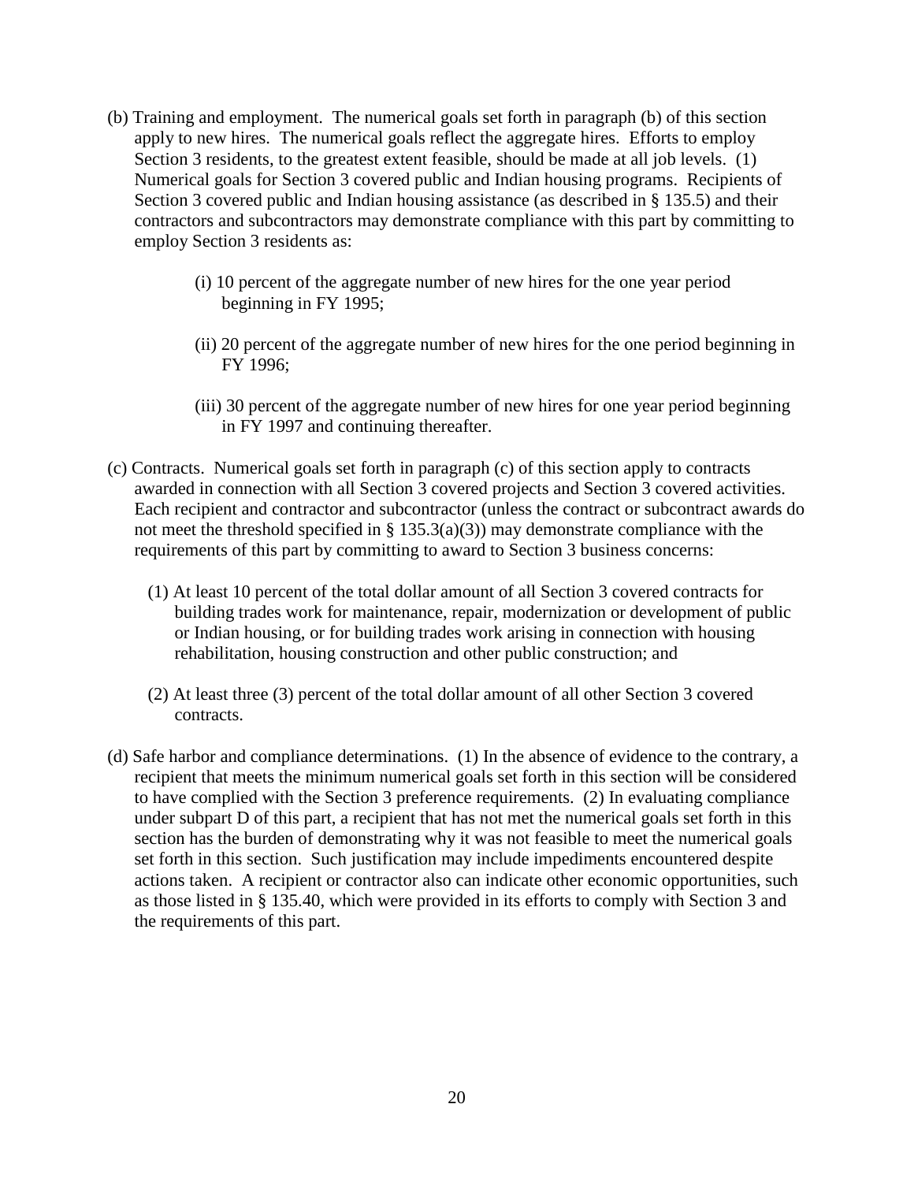(b) Training and employment. The numerical goals set forth in paragraph (b) of this section apply to new hires. The numerical goals reflect the aggregate hires. Efforts to employ Section 3 residents, to the greatest extent feasible, should be made at all job levels. (1) Numerical goals for Section 3 covered public and Indian housing programs. Recipients of Section 3 covered public and Indian housing assistance (as described in § 135.5) and their contractors and subcontractors may demonstrate compliance with this part by committing to employ Section 3 residents as:

(i) 10 percent of the aggregate number of new hires for the one year period beginning in FY 1995;

(ii) 20 percent of the aggregate number of new hires for the one period beginning in FY 1996;

(iii) 30 percent of the aggregate number of new hires for one year period beginning in FY 1997 and continuing thereafter.

(c) Contracts. Numerical goals set forth in paragraph (c) of this section apply to contracts awarded in connection with all Section 3 covered projects and Section 3 covered activities. Each recipient and contractor and subcontractor (unless the contract or subcontract awards do not meet the threshold specified in § 135.3(a)(3)) may demonstrate compliance with the requirements of this part by committing to award to Section 3 business concerns:

(1) At least 10 percent of the total dollar amount of all Section 3 covered contracts for building trades work for maintenance, repair, modernization or development of public or Indian housing, or for building trades work arising in connection with housing rehabilitation, housing construction and other public construction; and

(2) At least three (3) percent of the total dollar amount of all other Section 3 covered contracts.

(d) Safe harbor and compliance determinations. (1) In the absence of evidence to the contrary, a recipient that meets the minimum numerical goals set forth in this section will be considered to have complied with the Section 3 preference requirements. (2) In evaluating compliance under subpart D of this part, a recipient that has not met the numerical goals set forth in this section has the burden of demonstrating why it was not feasible to meet the numerical goals set forth in this section. Such justification may include impediments encountered despite actions taken. A recipient or contractor also can indicate other economic opportunities, such as those listed in § 135.40, which were provided in its efforts to comply with Section 3 and the requirements of this part.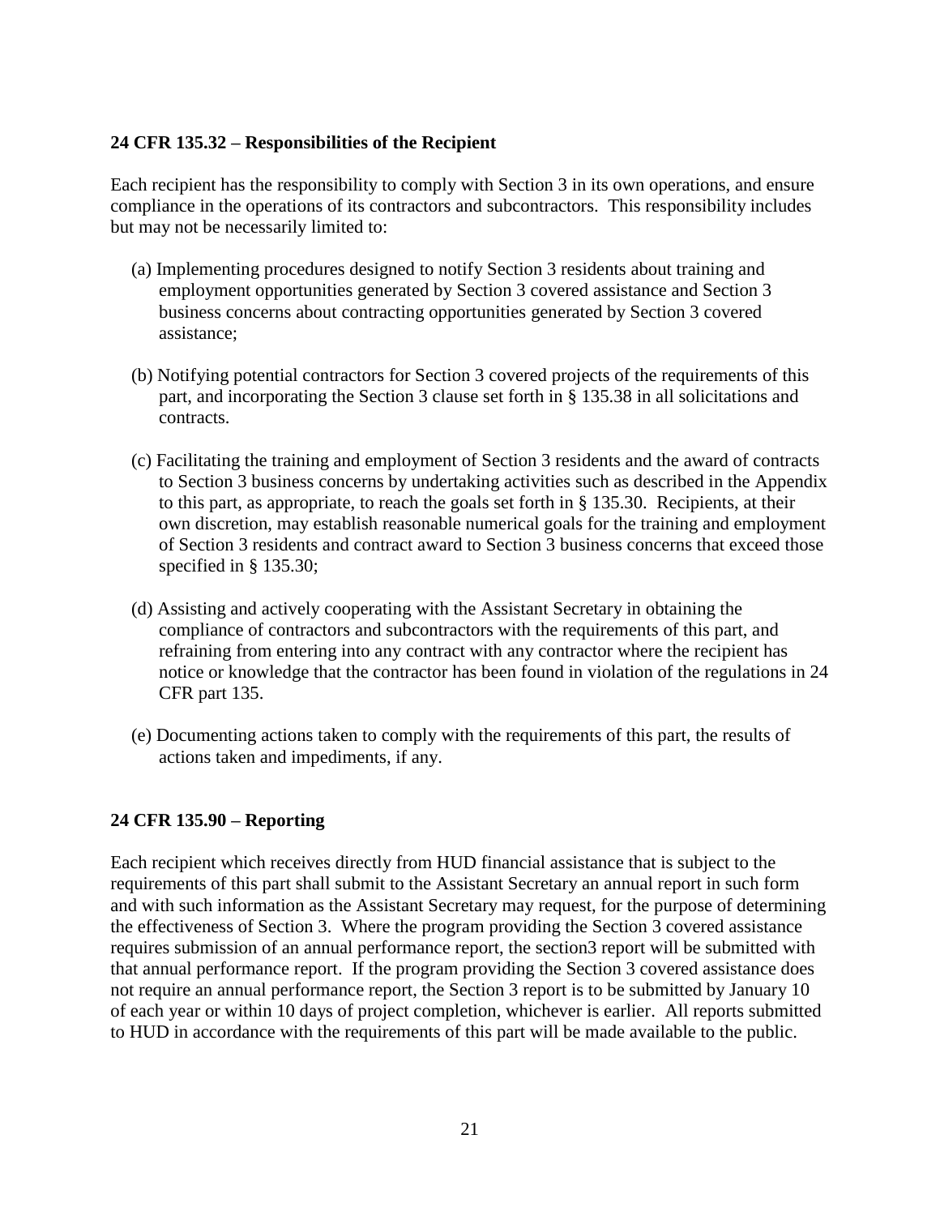**24 CFR 135.32 – Responsibilities of the Recipient**

Each recipient has the responsibility to comply with Section 3 in its own operations, and ensure compliance in the operations of its contractors and subcontractors. This responsibility includes but may not be necessarily limited to:

(a) Implementing procedures designed to notify Section 3 residents about training and employment opportunities generated by Section 3 covered assistance and Section 3 business concerns about contracting opportunities generated by Section 3 covered assistance;

(b) Notifying potential contractors for Section 3 covered projects of the requirements of this part, and incorporating the Section 3 clause set forth in § 135.38 in all solicitations and contracts.

(c) Facilitating the training and employment of Section 3 residents and the award of contracts to Section 3 business concerns by undertaking activities such as described in the Appendix to this part, as appropriate, to reach the goals set forth in § 135.30. Recipients, at their own discretion, may establish reasonable numerical goals for the training and employment of Section 3 residents and contract award to Section 3 business concerns that exceed those specified in § 135.30;

(d) Assisting and actively cooperating with the Assistant Secretary in obtaining the compliance of contractors and subcontractors with the requirements of this part, and refraining from entering into any contract with any contractor where the recipient has notice or knowledge that the contractor has been found in violation of the regulations in 24 CFR part 135.

(e) Documenting actions taken to comply with the requirements of this part, the results of actions taken and impediments, if any.

**24 CFR 135.90 – Reporting**

Each recipient which receives directly from HUD financial assistance that is subject to the requirements of this part shall submit to the Assistant Secretary an annual report in such form and with such information as the Assistant Secretary may request, for the purpose of determining the effectiveness of Section 3. Where the program providing the Section 3 covered assistance requires submission of an annual performance report, the section3 report will be submitted with that annual performance report. If the program providing the Section 3 covered assistance does not require an annual performance report, the Section 3 report is to be submitted by January 10 of each year or within 10 days of project completion, whichever is earlier. All reports submitted to HUD in accordance with the requirements of this part will be made available to the public.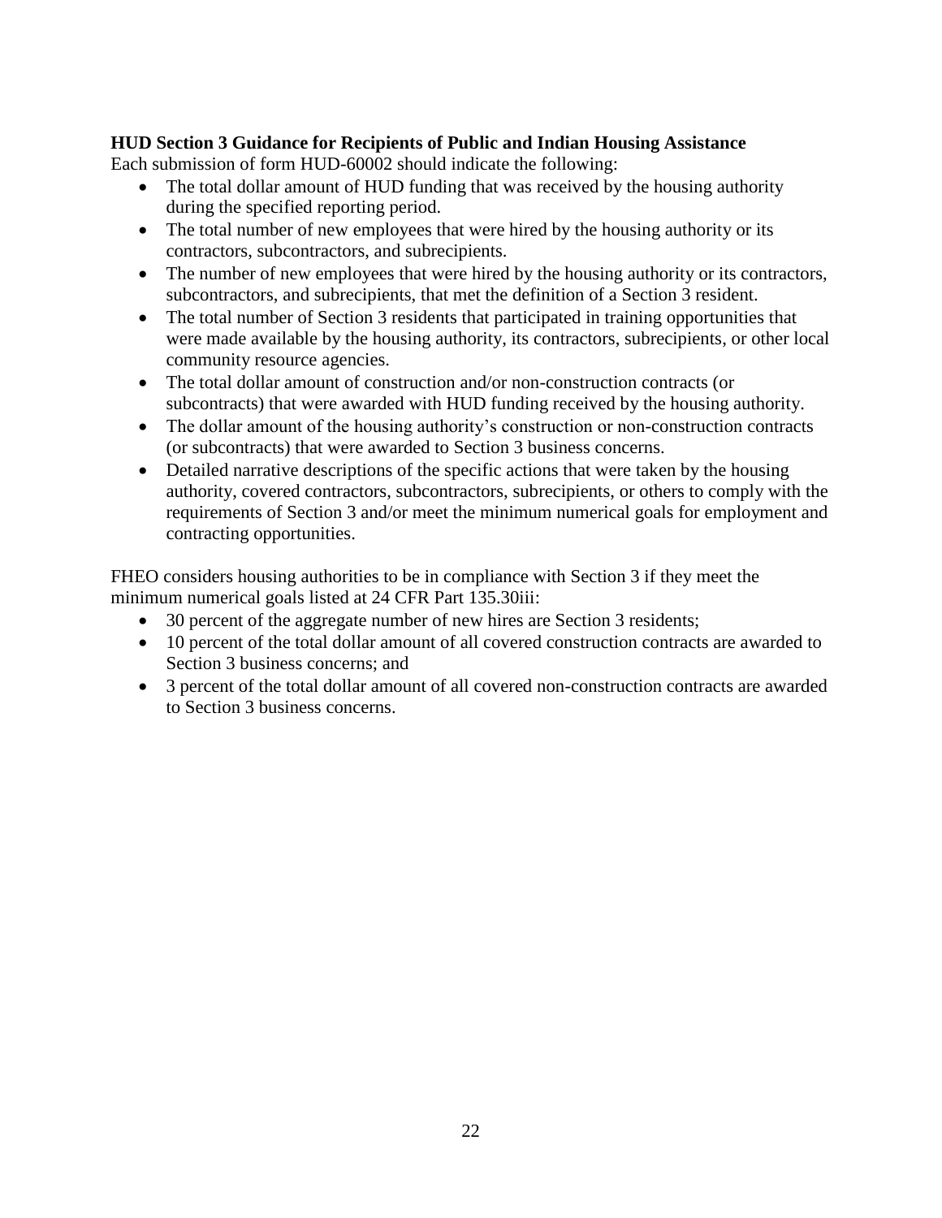**HUD Section 3 Guidance for Recipients of Public and Indian Housing Assistance**

Each submission of form HUD-60002 should indicate the following:

- The total dollar amount of HUD funding that was received by the housing authority during the specified reporting period.
- The total number of new employees that were hired by the housing authority or its contractors, subcontractors, and subrecipients.
- The number of new employees that were hired by the housing authority or its contractors, subcontractors, and subrecipients, that met the definition of a Section 3 resident.
- The total number of Section 3 residents that participated in training opportunities that were made available by the housing authority, its contractors, subrecipients, or other local community resource agencies.
- The total dollar amount of construction and/or non-construction contracts (or subcontracts) that were awarded with HUD funding received by the housing authority.
- The dollar amount of the housing authority's construction or non-construction contracts (or subcontracts) that were awarded to Section 3 business concerns.
- Detailed narrative descriptions of the specific actions that were taken by the housing authority, covered contractors, subcontractors, subrecipients, or others to comply with the requirements of Section 3 and/or meet the minimum numerical goals for employment and contracting opportunities.

FHEO considers housing authorities to be in compliance with Section 3 if they meet the minimum numerical goals listed at 24 CFR Part 135.30iii:

- 30 percent of the aggregate number of new hires are Section 3 residents;
- 10 percent of the total dollar amount of all covered construction contracts are awarded to Section 3 business concerns; and
- 3 percent of the total dollar amount of all covered non-construction contracts are awarded to Section 3 business concerns.